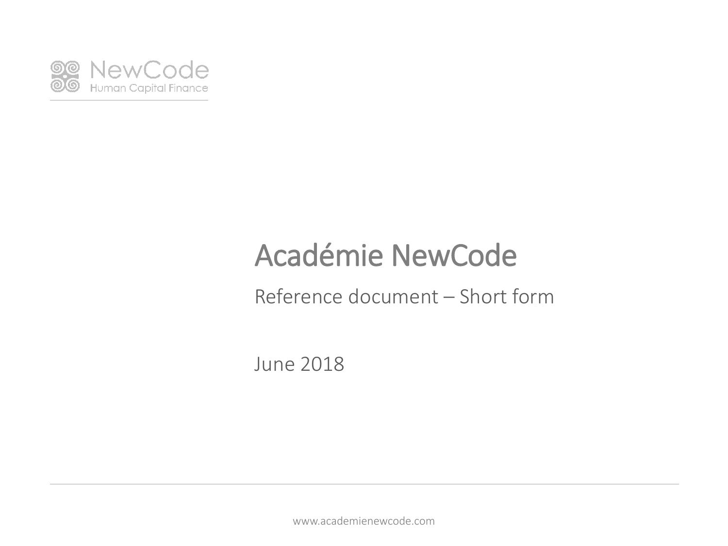NewCode
Human Capital Finance

# Académie NewCode

Reference document – Short form

June 2018

www.academienewcode.com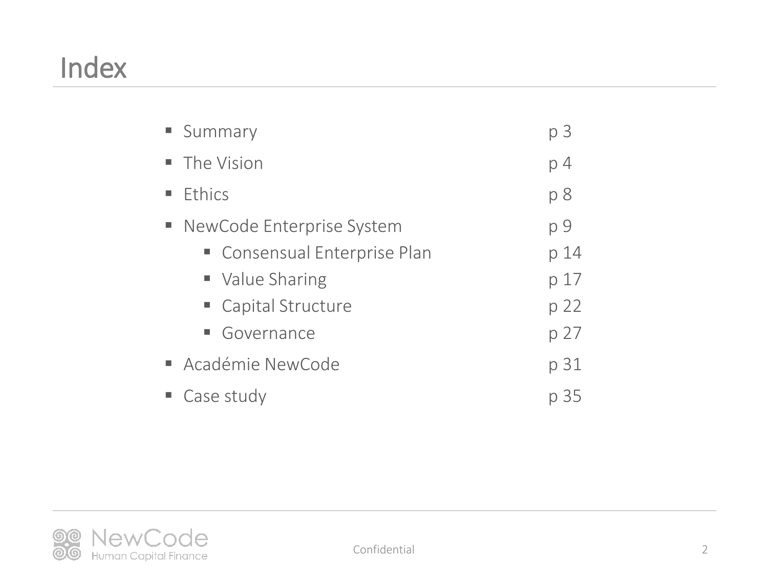# Index

- Summary p 3
- The Vision p 4
- Ethics p 8
- NewCode Enterprise System p 9
  - Consensual Enterprise Plan p 14
  - Value Sharing p 17
  - Capital Structure p 22
  - Governance p 27
- Académie NewCode p 31
- Case study p 35

NewCode Human Capital Finance

Confidential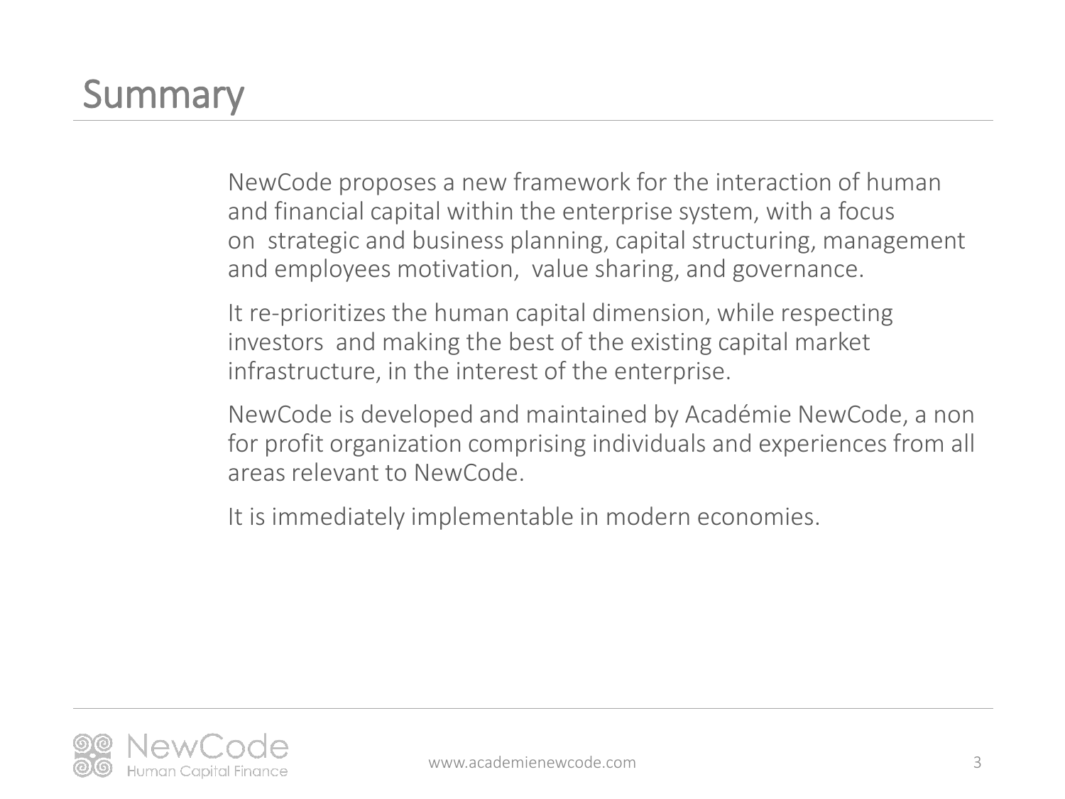# Summary

NewCode proposes a new framework for the interaction of human and financial capital within the enterprise system, with a focus on strategic and business planning, capital structuring, management and employees motivation, value sharing, and governance.

It re-prioritizes the human capital dimension, while respecting investors and making the best of the existing capital market infrastructure, in the interest of the enterprise.

NewCode is developed and maintained by Académie NewCode, a non for profit organization comprising individuals and experiences from all areas relevant to NewCode.

It is immediately implementable in modern economies.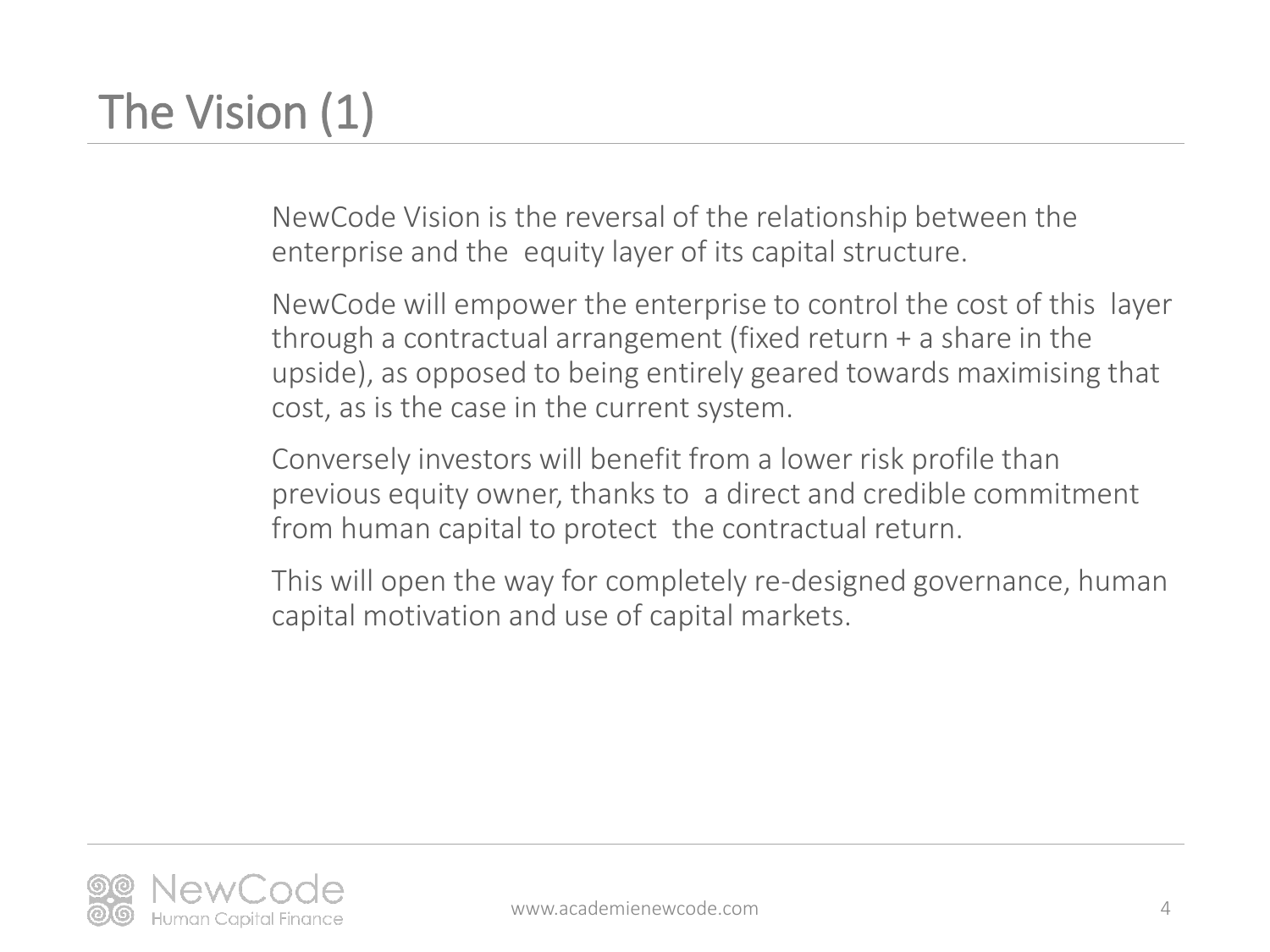# The Vision (1)

NewCode Vision is the reversal of the relationship between the enterprise and the equity layer of its capital structure.

NewCode will empower the enterprise to control the cost of this layer through a contractual arrangement (fixed return + a share in the upside), as opposed to being entirely geared towards maximising that cost, as is the case in the current system.

Conversely investors will benefit from a lower risk profile than previous equity owner, thanks to a direct and credible commitment from human capital to protect the contractual return.

This will open the way for completely re-designed governance, human capital motivation and use of capital markets.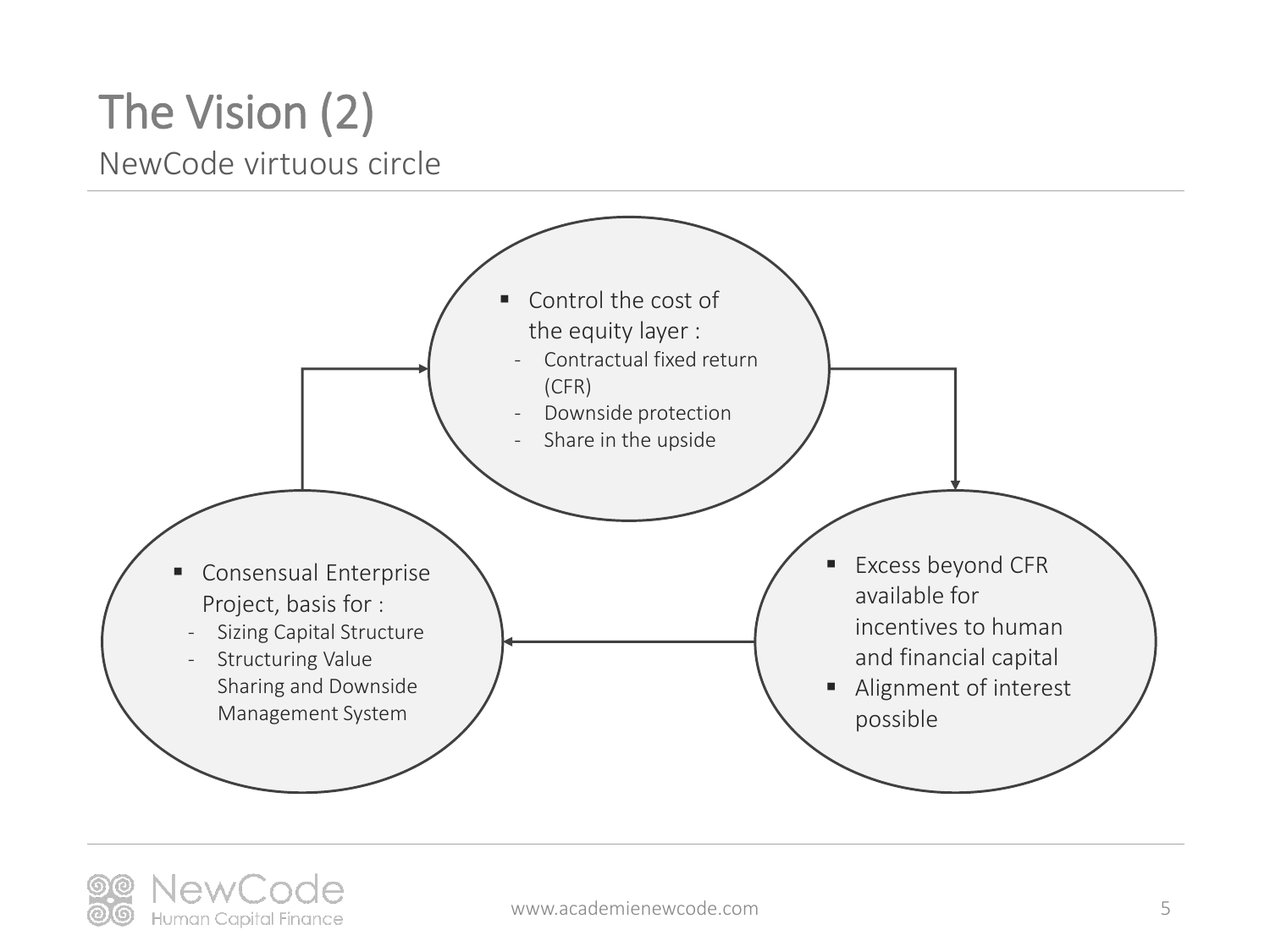# The Vision (2)

## NewCode virtuous circle

- Control the cost of the equity layer :
  - Contractual fixed return (CFR)
  - Downside protection
  - Share in the upside

- Excess beyond CFR available for incentives to human and financial capital
- Alignment of interest possible

- Consensual Enterprise Project, basis for :
  - Sizing Capital Structure
  - Structuring Value Sharing and Downside Management System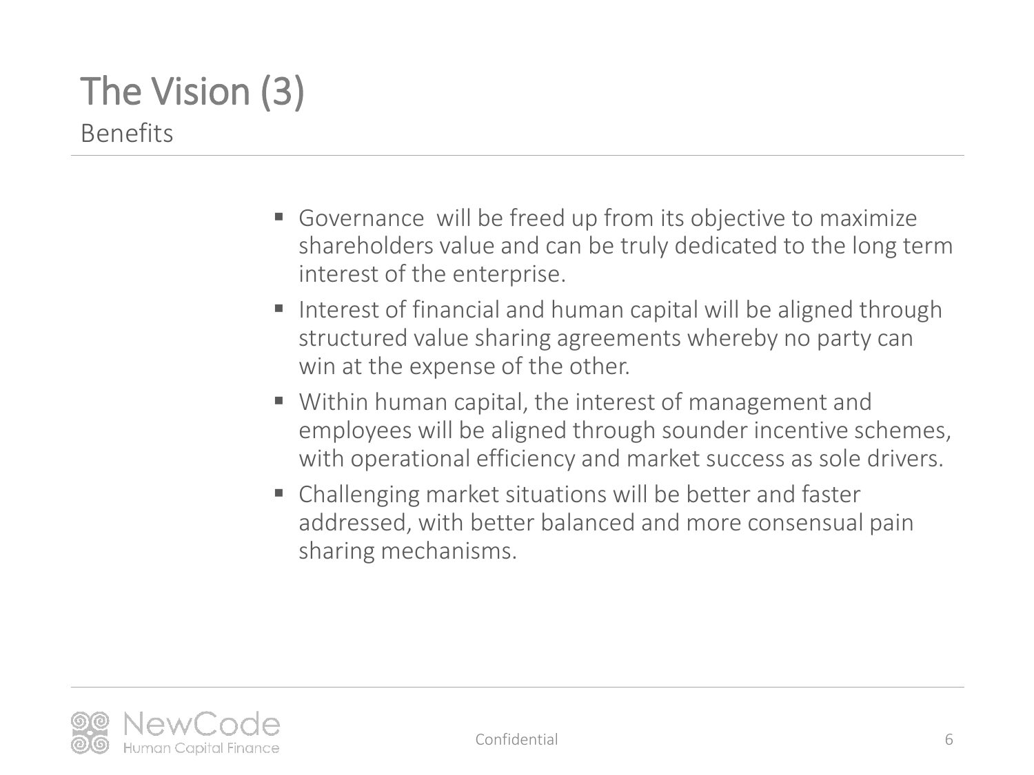# The Vision (3)

## Benefits

- Governance will be freed up from its objective to maximize shareholders value and can be truly dedicated to the long term interest of the enterprise.
- Interest of financial and human capital will be aligned through structured value sharing agreements whereby no party can win at the expense of the other.
- Within human capital, the interest of management and employees will be aligned through sounder incentive schemes, with operational efficiency and market success as sole drivers.
- Challenging market situations will be better and faster addressed, with better balanced and more consensual pain sharing mechanisms.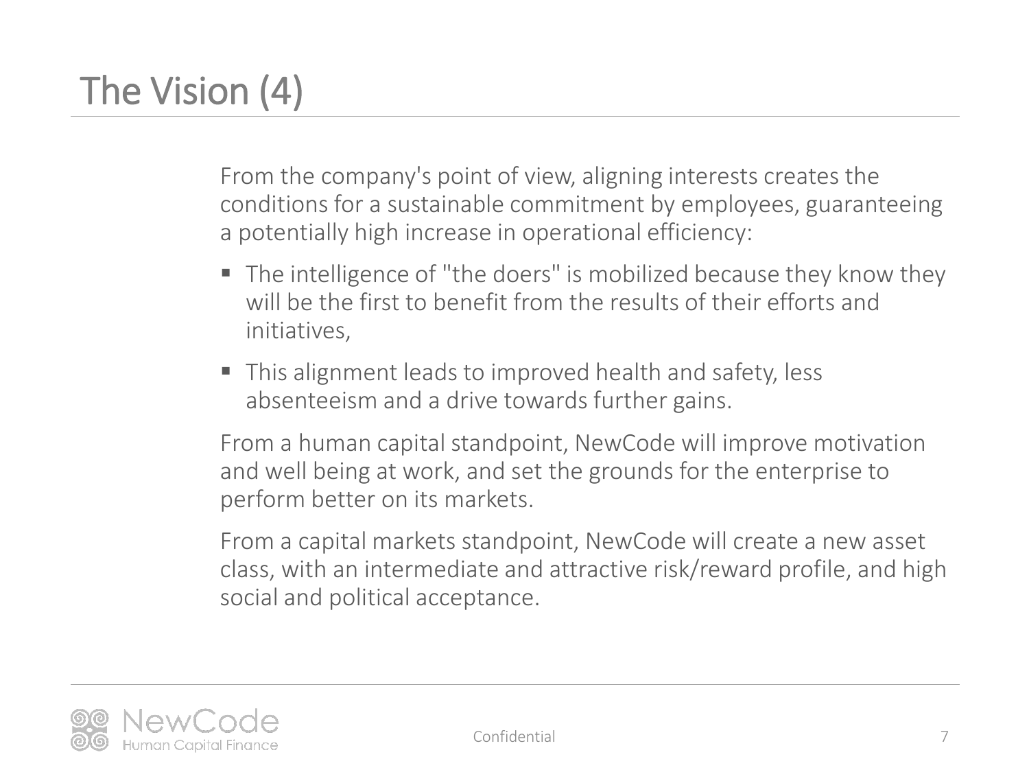# The Vision (4)

From the company's point of view, aligning interests creates the conditions for a sustainable commitment by employees, guaranteeing a potentially high increase in operational efficiency:

- The intelligence of "the doers" is mobilized because they know they will be the first to benefit from the results of their efforts and initiatives,
- This alignment leads to improved health and safety, less absenteeism and a drive towards further gains.

From a human capital standpoint, NewCode will improve motivation and well being at work, and set the grounds for the enterprise to perform better on its markets.

From a capital markets standpoint, NewCode will create a new asset class, with an intermediate and attractive risk/reward profile, and high social and political acceptance.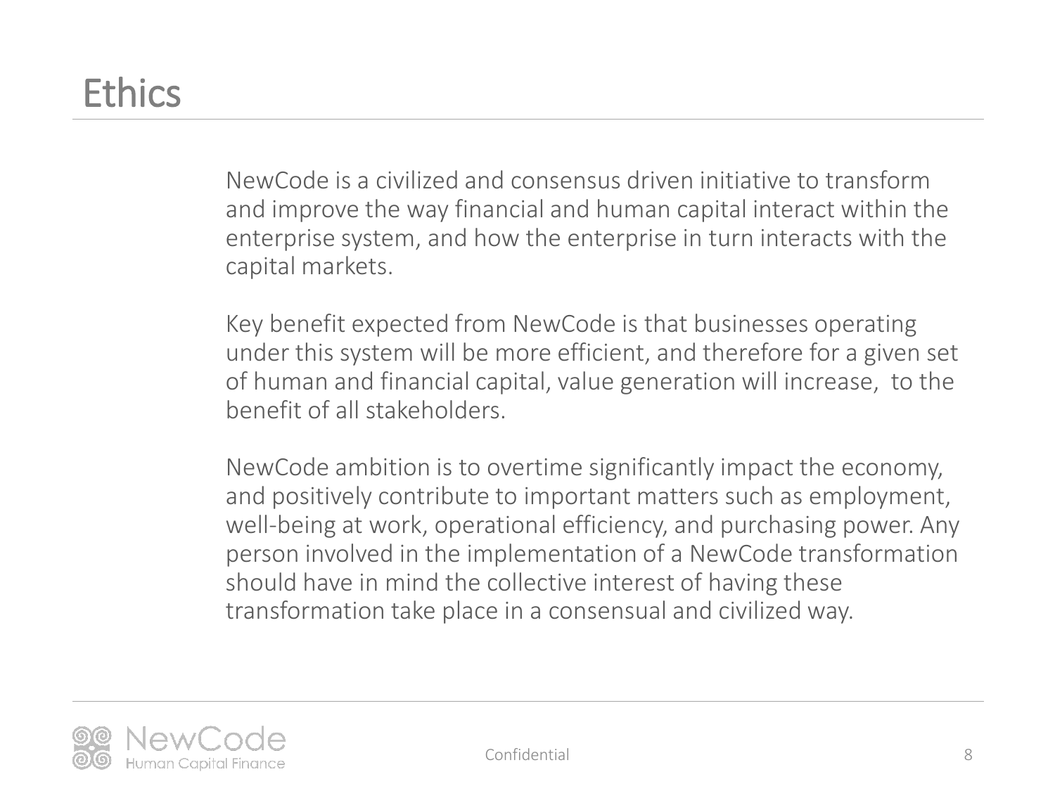# Ethics

NewCode is a civilized and consensus driven initiative to transform and improve the way financial and human capital interact within the enterprise system, and how the enterprise in turn interacts with the capital markets.

Key benefit expected from NewCode is that businesses operating under this system will be more efficient, and therefore for a given set of human and financial capital, value generation will increase, to the benefit of all stakeholders.

NewCode ambition is to overtime significantly impact the economy, and positively contribute to important matters such as employment, well-being at work, operational efficiency, and purchasing power. Any person involved in the implementation of a NewCode transformation should have in mind the collective interest of having these transformation take place in a consensual and civilized way.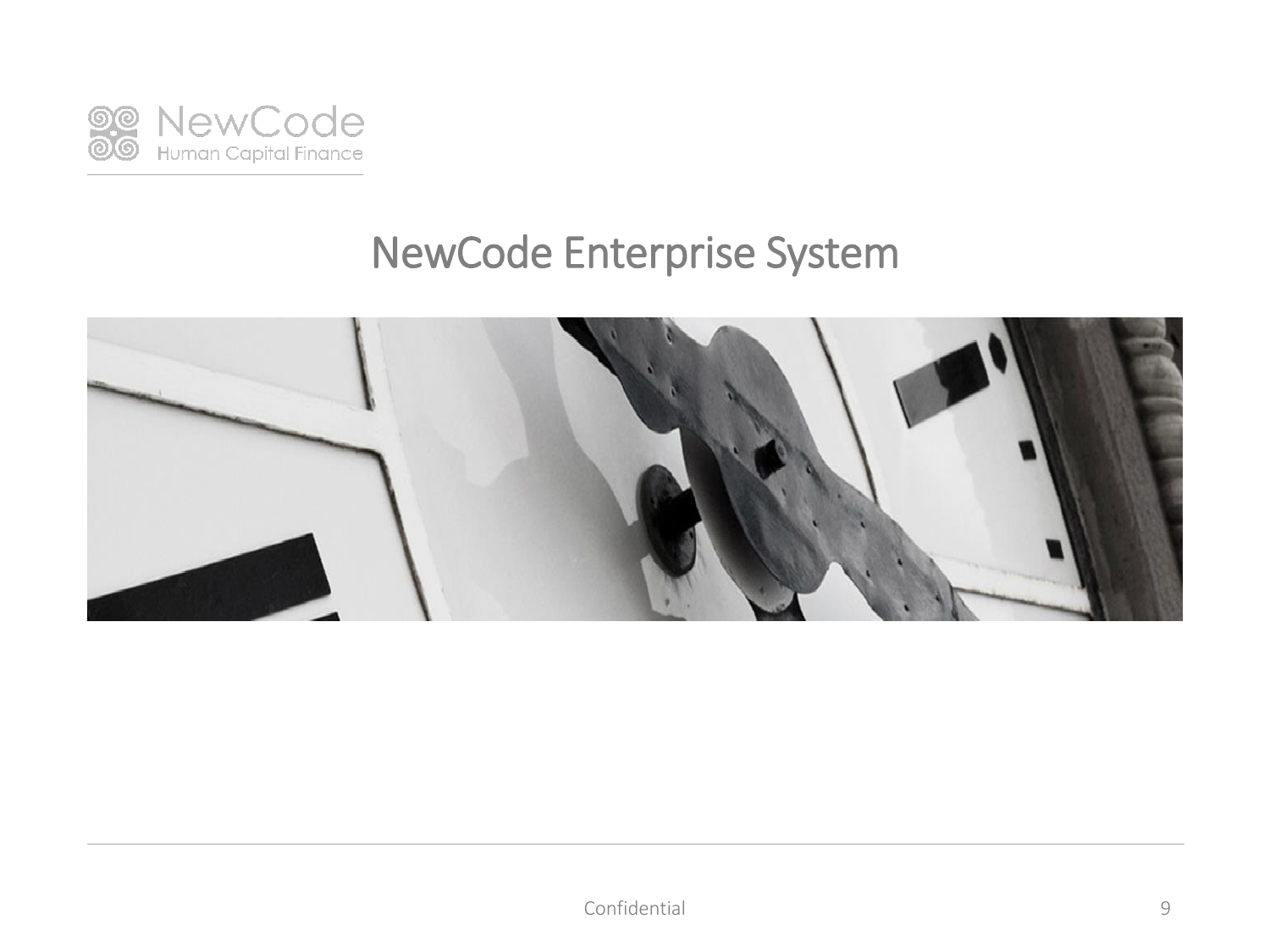# NewCode Enterprise System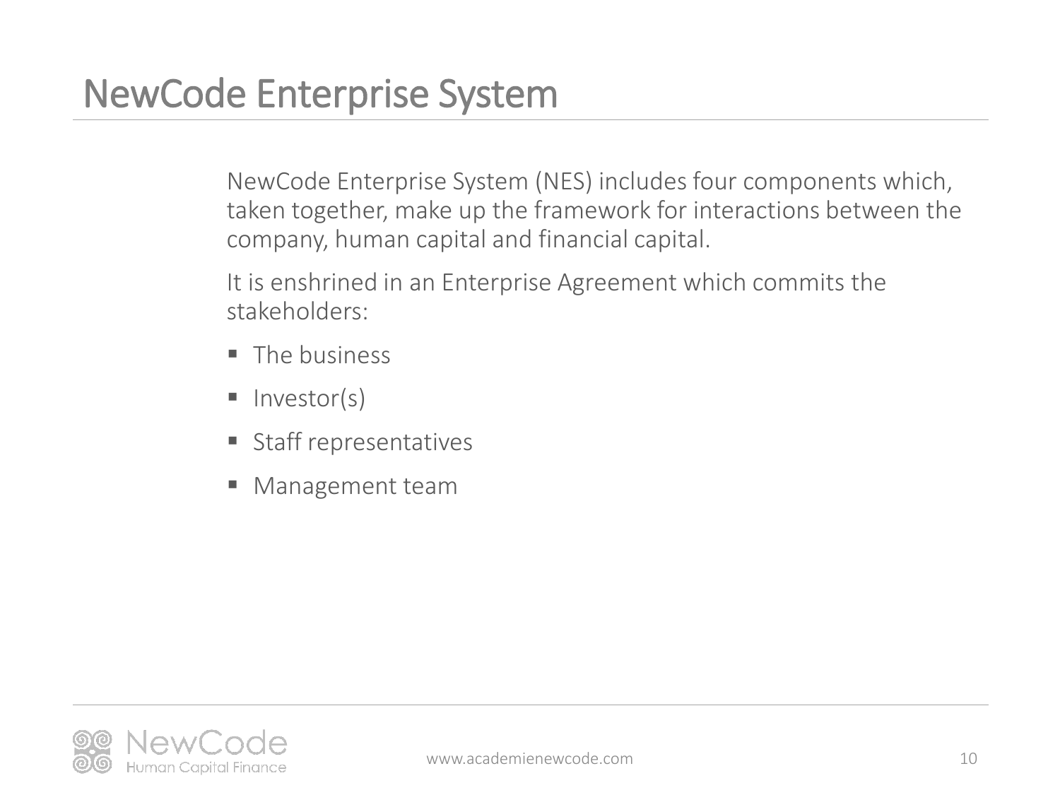# NewCode Enterprise System

NewCode Enterprise System (NES) includes four components which, taken together, make up the framework for interactions between the company, human capital and financial capital.

It is enshrined in an Enterprise Agreement which commits the stakeholders:

- The business
- Investor(s)
- Staff representatives
- Management team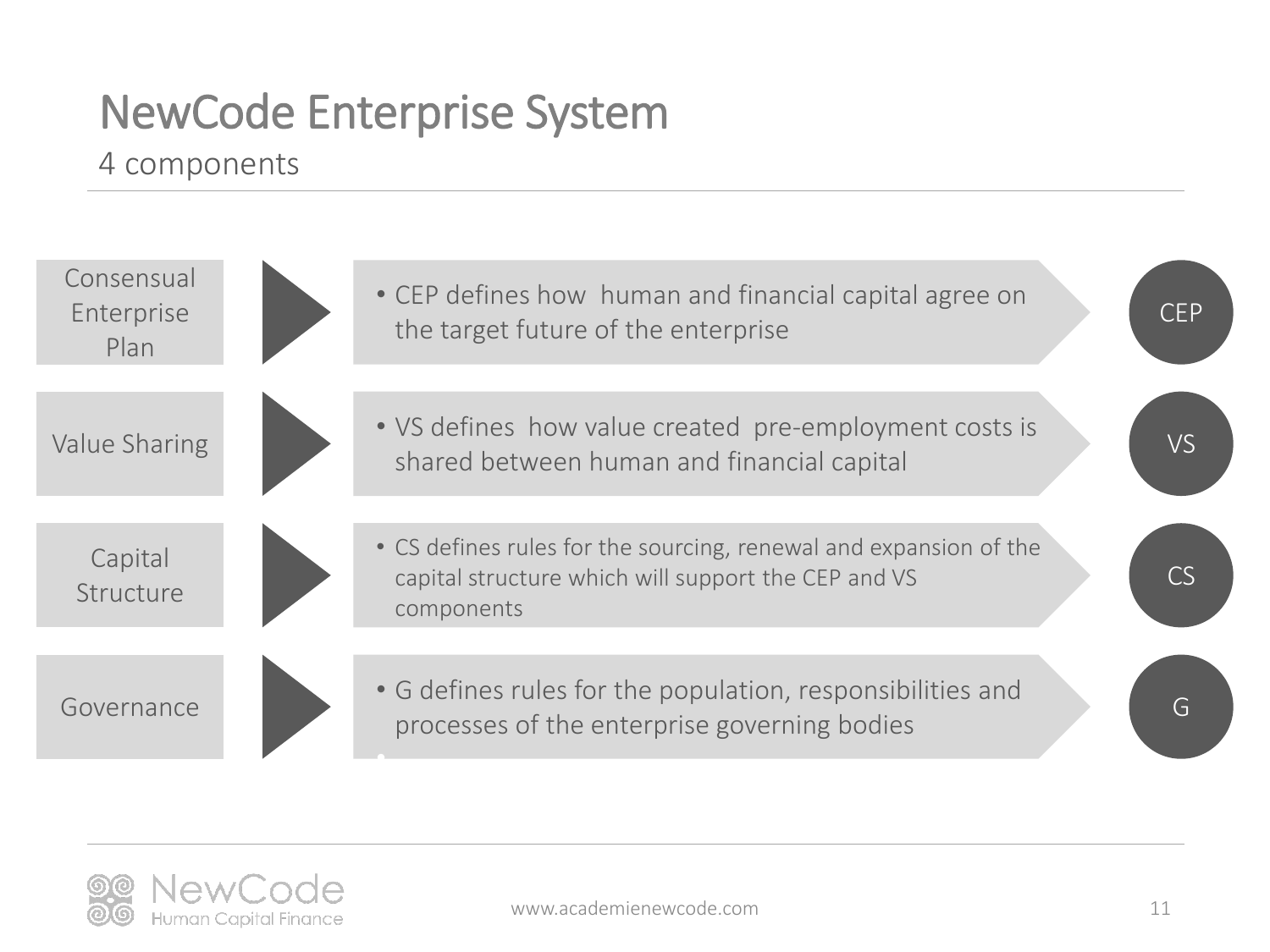# NewCode Enterprise System

## 4 components

| Component | Description | Abbreviation |
| --- | --- | --- |
| Consensual Enterprise Plan | CEP defines how human and financial capital agree on the target future of the enterprise | CEP |
| Value Sharing | VS defines how value created pre-employment costs is shared between human and financial capital | VS |
| Capital Structure | CS defines rules for the sourcing, renewal and expansion of the capital structure which will support the CEP and VS components | CS |
| Governance | G defines rules for the population, responsibilities and processes of the enterprise governing bodies | G |

www.academienewcode.com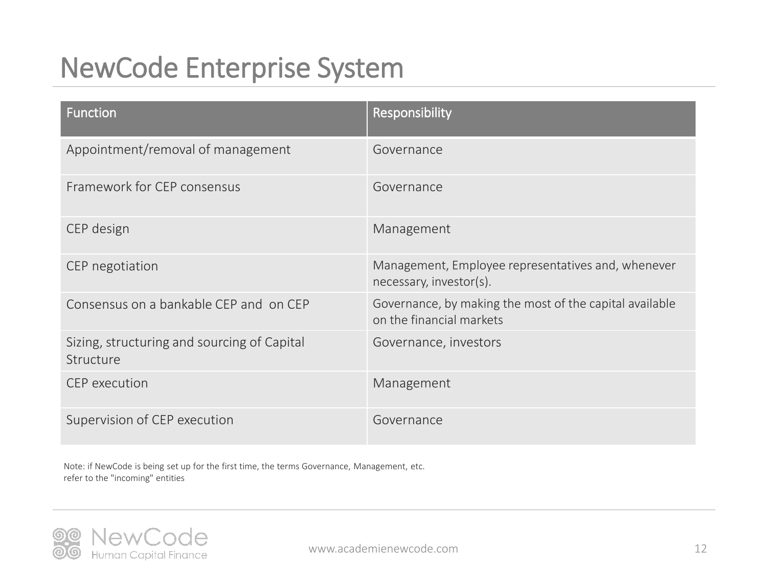# NewCode Enterprise System

| Function | Responsibility |
| --- | --- |
| Appointment/removal of management | Governance |
| Framework for CEP consensus | Governance |
| CEP design | Management |
| CEP negotiation | Management, Employee representatives and, whenever necessary, investor(s). |
| Consensus on a bankable CEP and on CEP | Governance, by making the most of the capital available on the financial markets |
| Sizing, structuring and sourcing of Capital Structure | Governance, investors |
| CEP execution | Management |
| Supervision of CEP execution | Governance |

Note: if NewCode is being set up for the first time, the terms Governance, Management, etc. refer to the "incoming" entities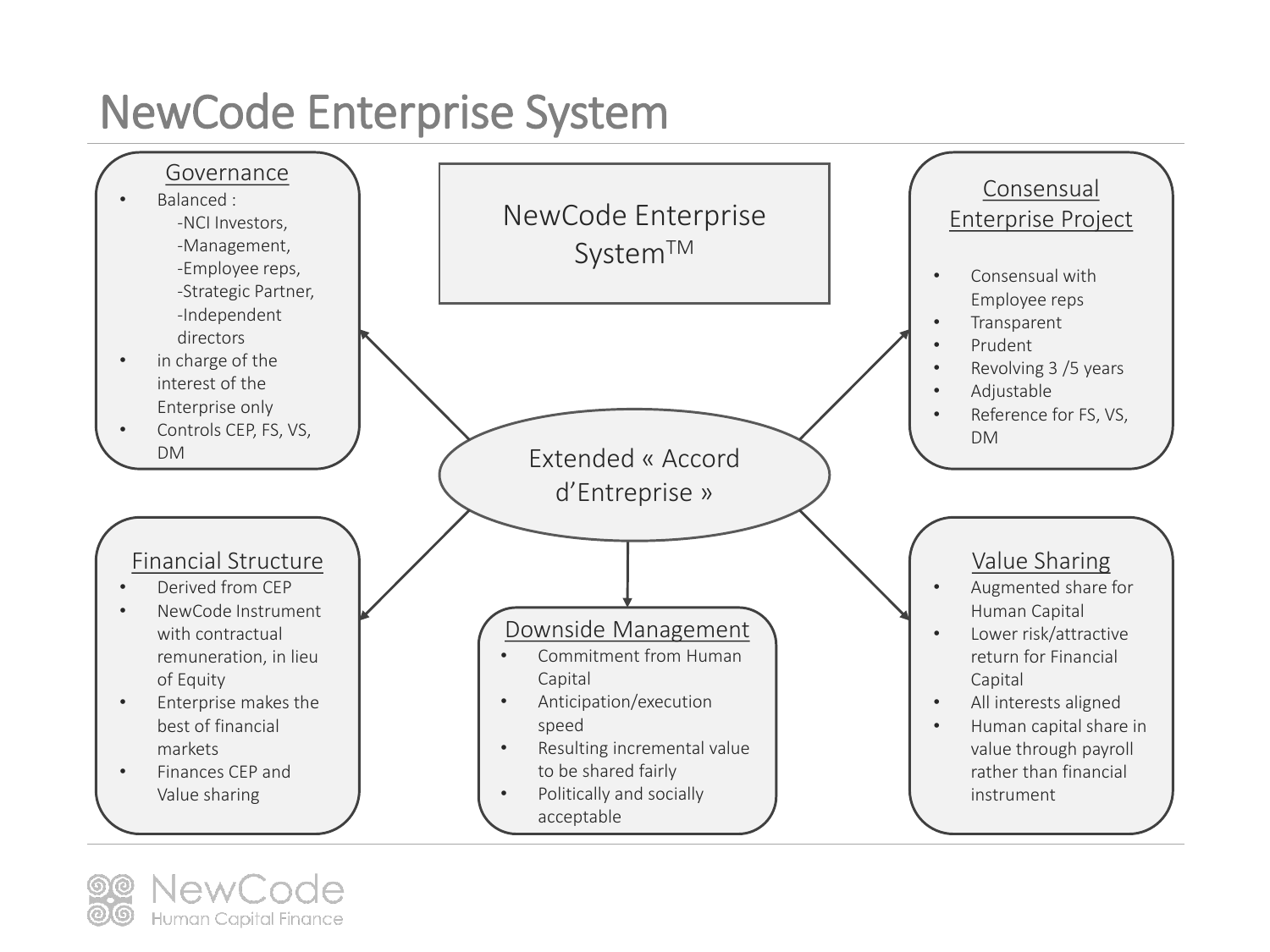# NewCode Enterprise System

## NewCode Enterprise System™

### Extended « Accord d'Entreprise »

### Governance

- Balanced :
  - -NCI Investors,
  - -Management,
  - -Employee reps,
  - -Strategic Partner,
  - -Independent directors
- in charge of the interest of the Enterprise only
- Controls CEP, FS, VS, DM

### Consensual Enterprise Project

- Consensual with Employee reps
- Transparent
- Prudent
- Revolving 3 /5 years
- Adjustable
- Reference for FS, VS, DM

### Financial Structure

- Derived from CEP
- NewCode Instrument with contractual remuneration, in lieu of Equity
- Enterprise makes the best of financial markets
- Finances CEP and Value sharing

### Downside Management

- Commitment from Human Capital
- Anticipation/execution speed
- Resulting incremental value to be shared fairly
- Politically and socially acceptable

### Value Sharing

- Augmented share for Human Capital
- Lower risk/attractive return for Financial Capital
- All interests aligned
- Human capital share in value through payroll rather than financial instrument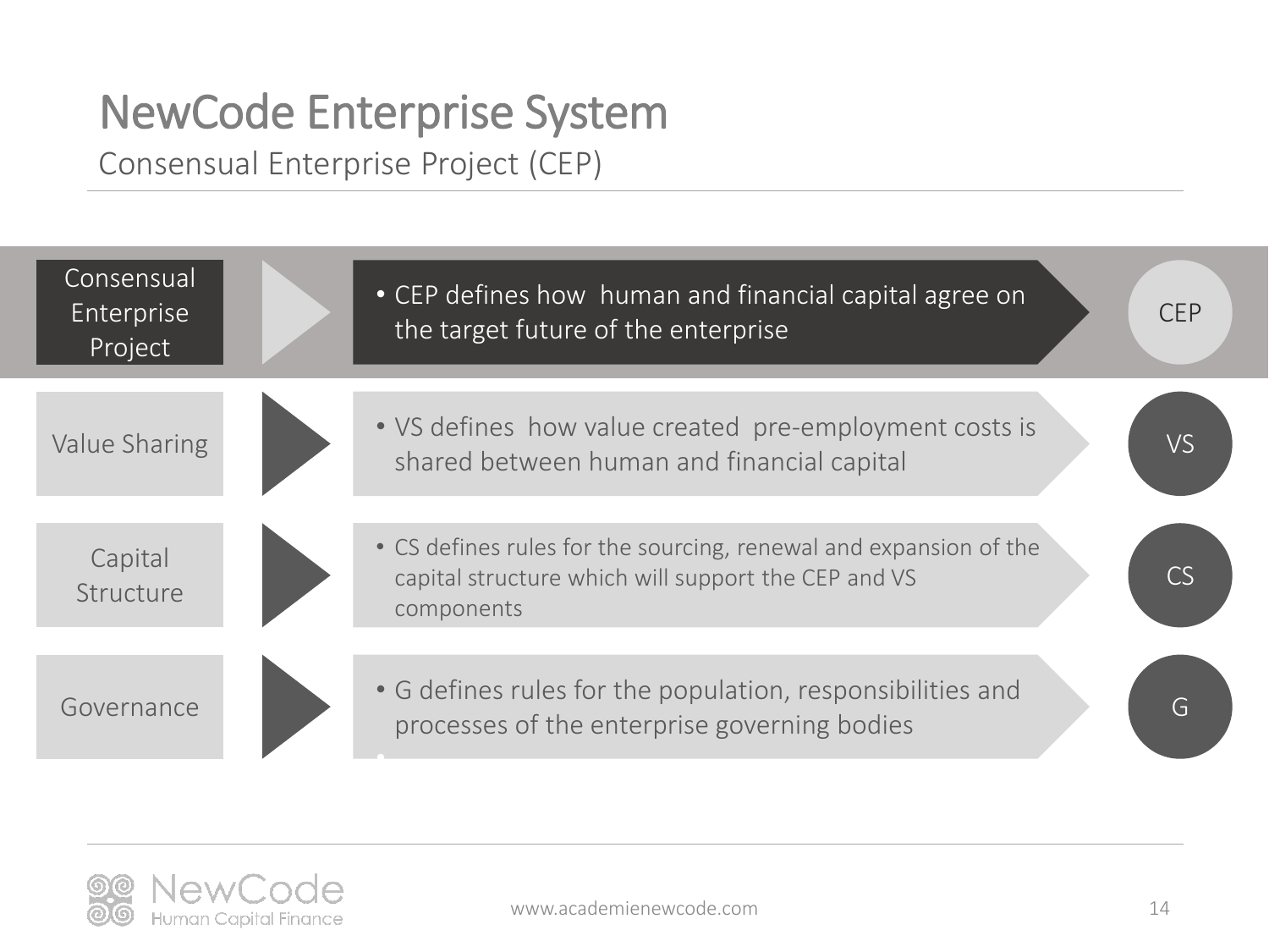# NewCode Enterprise System

## Consensual Enterprise Project (CEP)

| Component | Definition | Abbreviation |
| --- | --- | --- |
| Consensual Enterprise Project | CEP defines how human and financial capital agree on the target future of the enterprise | CEP |
| Value Sharing | VS defines how value created pre-employment costs is shared between human and financial capital | VS |
| Capital Structure | CS defines rules for the sourcing, renewal and expansion of the capital structure which will support the CEP and VS components | CS |
| Governance | G defines rules for the population, responsibilities and processes of the enterprise governing bodies | G |

www.academienewcode.com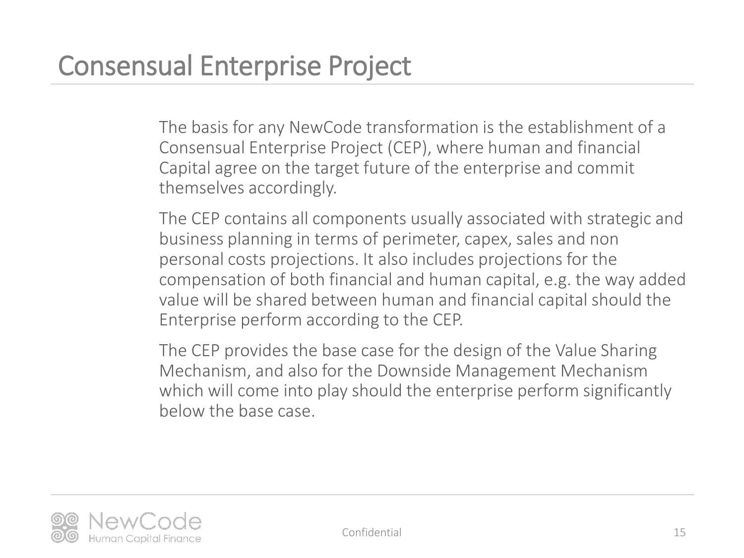# Consensual Enterprise Project

The basis for any NewCode transformation is the establishment of a Consensual Enterprise Project (CEP), where human and financial Capital agree on the target future of the enterprise and commit themselves accordingly.

The CEP contains all components usually associated with strategic and business planning in terms of perimeter, capex, sales and non personal costs projections. It also includes projections for the compensation of both financial and human capital, e.g. the way added value will be shared between human and financial capital should the Enterprise perform according to the CEP.

The CEP provides the base case for the design of the Value Sharing Mechanism, and also for the Downside Management Mechanism which will come into play should the enterprise perform significantly below the base case.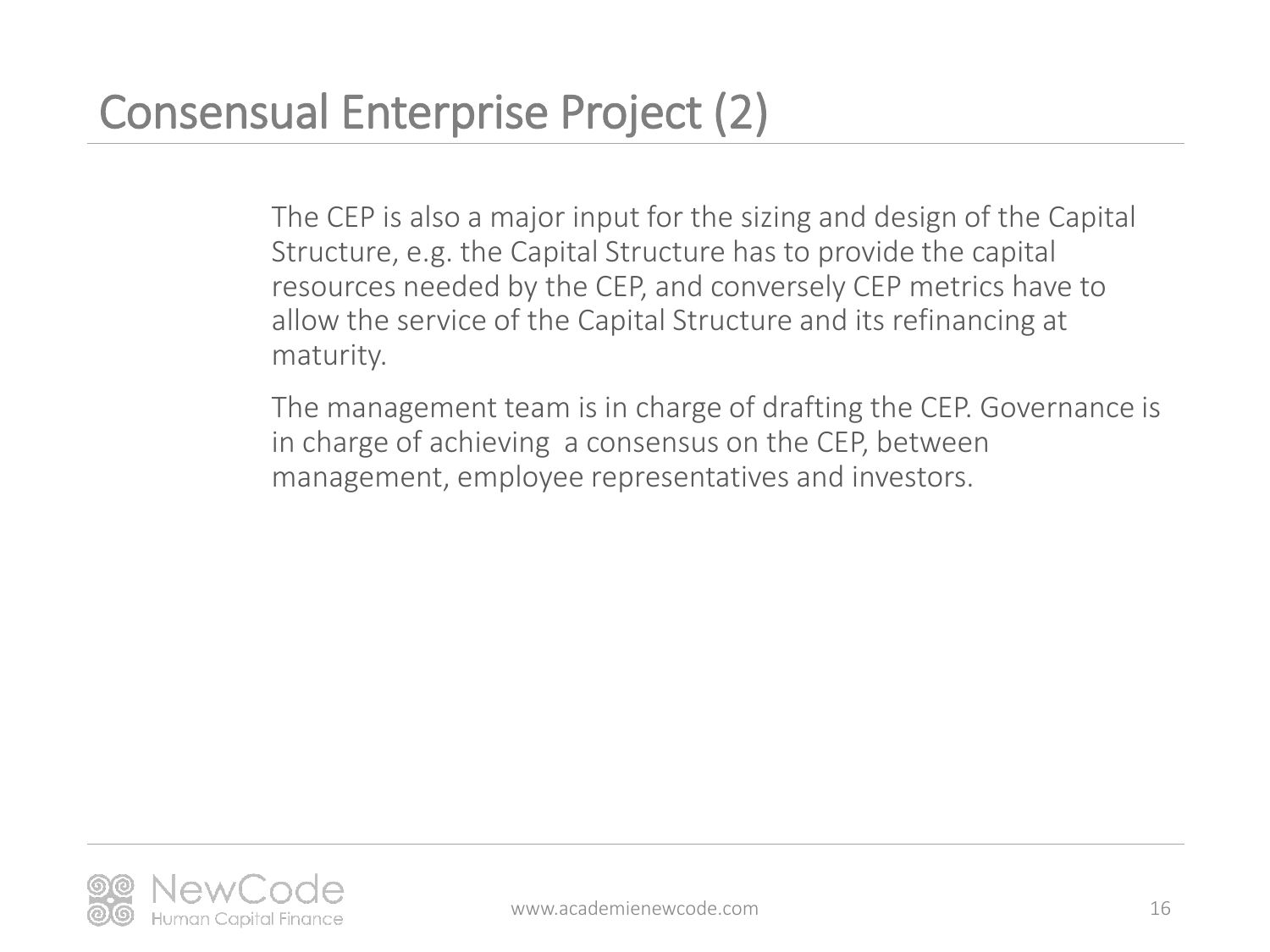# Consensual Enterprise Project (2)

The CEP is also a major input for the sizing and design of the Capital Structure, e.g. the Capital Structure has to provide the capital resources needed by the CEP, and conversely CEP metrics have to allow the service of the Capital Structure and its refinancing at maturity.

The management team is in charge of drafting the CEP. Governance is in charge of achieving a consensus on the CEP, between management, employee representatives and investors.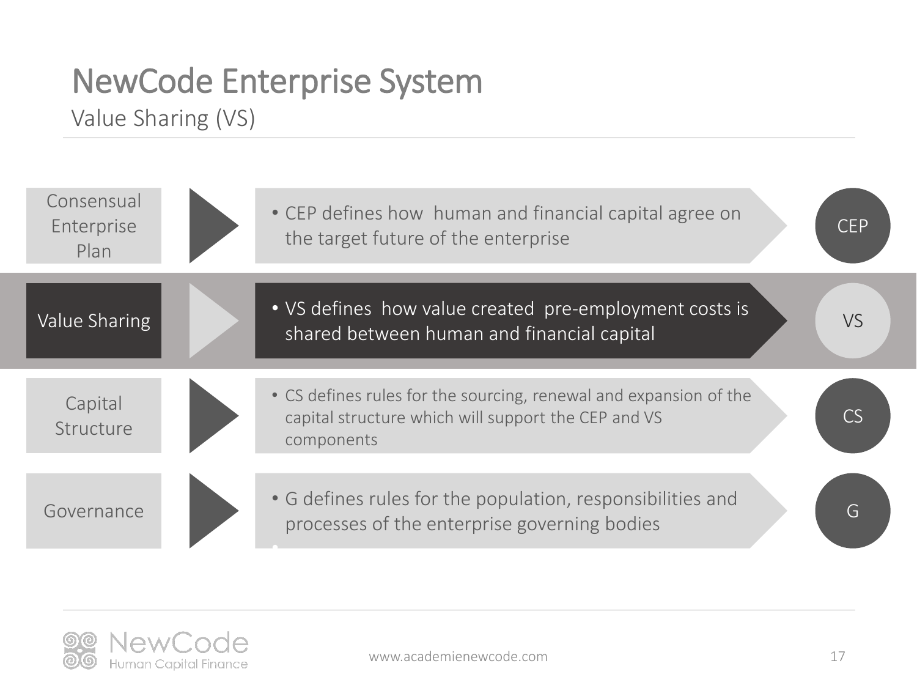# NewCode Enterprise System

## Value Sharing (VS)

| Component | Description | Abbreviation |
| --- | --- | --- |
| Consensual Enterprise Plan | CEP defines how human and financial capital agree on the target future of the enterprise | CEP |
| **Value Sharing** | **VS defines how value created pre-employment costs is shared between human and financial capital** | **VS** |
| Capital Structure | CS defines rules for the sourcing, renewal and expansion of the capital structure which will support the CEP and VS components | CS |
| Governance | G defines rules for the population, responsibilities and processes of the enterprise governing bodies | G |

www.academienewcode.com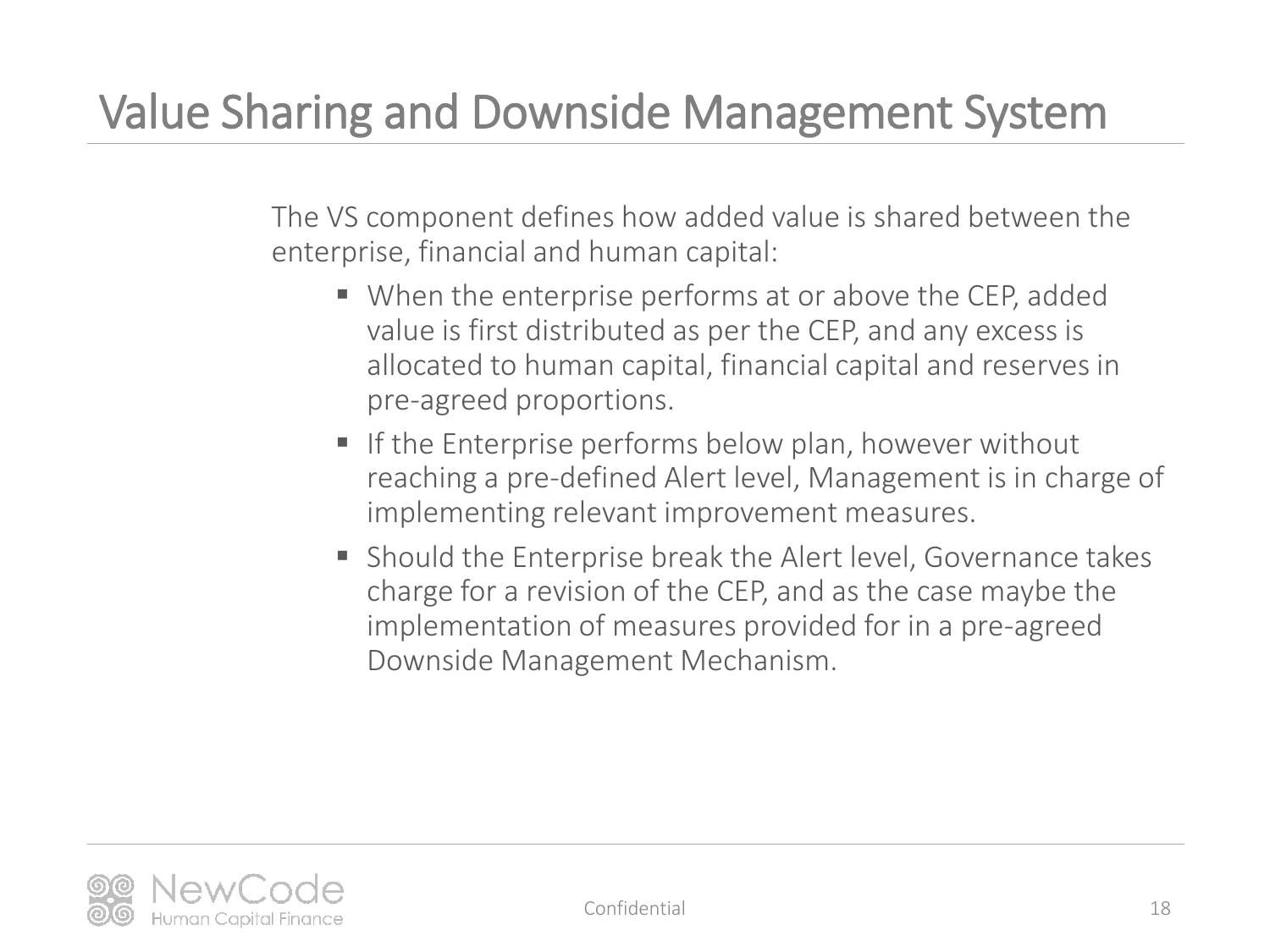# Value Sharing and Downside Management System

The VS component defines how added value is shared between the enterprise, financial and human capital:

- When the enterprise performs at or above the CEP, added value is first distributed as per the CEP, and any excess is allocated to human capital, financial capital and reserves in pre-agreed proportions.
- If the Enterprise performs below plan, however without reaching a pre-defined Alert level, Management is in charge of implementing relevant improvement measures.
- Should the Enterprise break the Alert level, Governance takes charge for a revision of the CEP, and as the case maybe the implementation of measures provided for in a pre-agreed Downside Management Mechanism.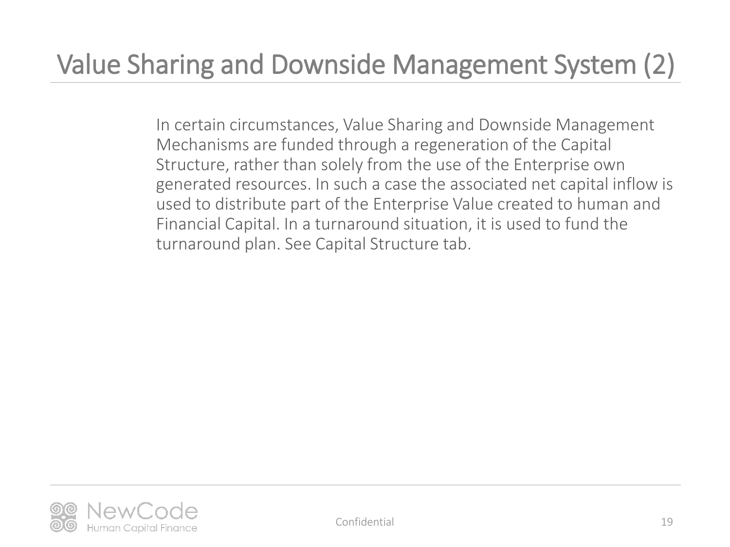# Value Sharing and Downside Management System (2)

In certain circumstances, Value Sharing and Downside Management Mechanisms are funded through a regeneration of the Capital Structure, rather than solely from the use of the Enterprise own generated resources. In such a case the associated net capital inflow is used to distribute part of the Enterprise Value created to human and Financial Capital. In a turnaround situation, it is used to fund the turnaround plan. See Capital Structure tab.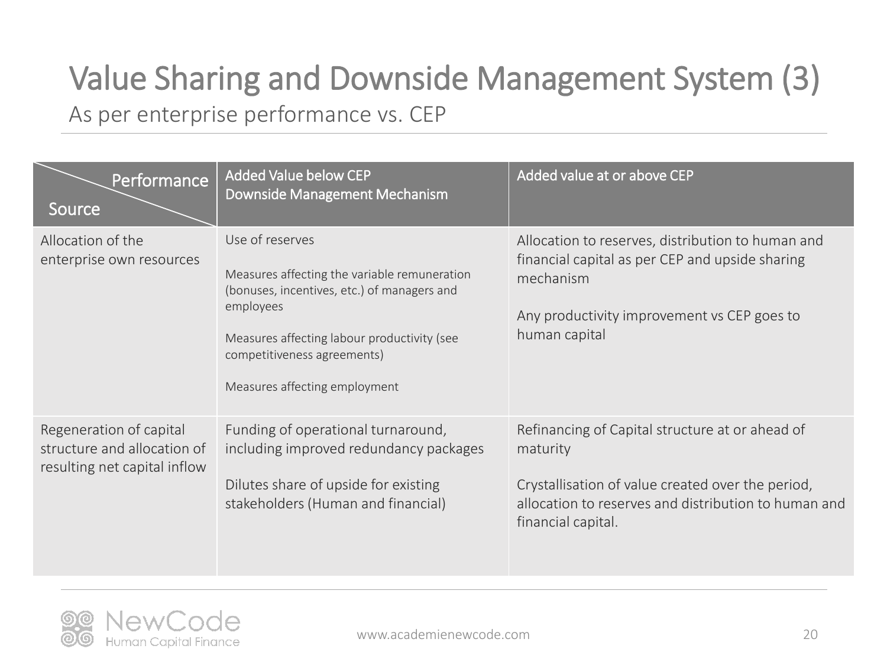# Value Sharing and Downside Management System (3)

As per enterprise performance vs. CEP

| Performance / Source | Added Value below CEP<br>Downside Management Mechanism | Added value at or above CEP |
|---|---|---|
| Allocation of the enterprise own resources | Use of reserves<br><br>Measures affecting the variable remuneration (bonuses, incentives, etc.) of managers and employees<br><br>Measures affecting labour productivity (see competitiveness agreements)<br><br>Measures affecting employment | Allocation to reserves, distribution to human and financial capital as per CEP and upside sharing mechanism<br><br>Any productivity improvement vs CEP goes to human capital |
| Regeneration of capital structure and allocation of resulting net capital inflow | Funding of operational turnaround, including improved redundancy packages<br><br>Dilutes share of upside for existing stakeholders (Human and financial) | Refinancing of Capital structure at or ahead of maturity<br><br>Crystallisation of value created over the period, allocation to reserves and distribution to human and financial capital. |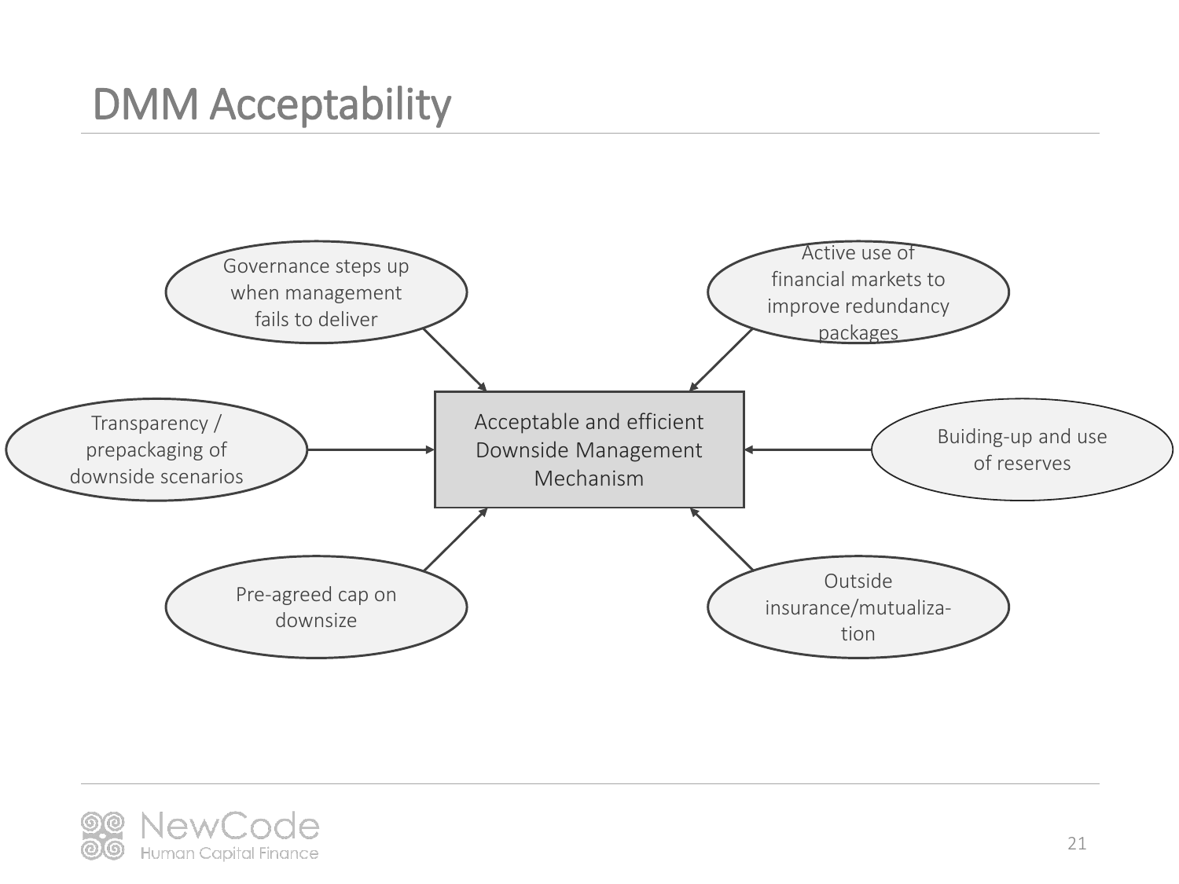# DMM Acceptability

**Acceptable and efficient Downside Management Mechanism**

- Governance steps up when management fails to deliver
- Active use of financial markets to improve redundancy packages
- Transparency / prepackaging of downside scenarios
- Buiding-up and use of reserves
- Pre-agreed cap on downsize
- Outside insurance/mutualiza-tion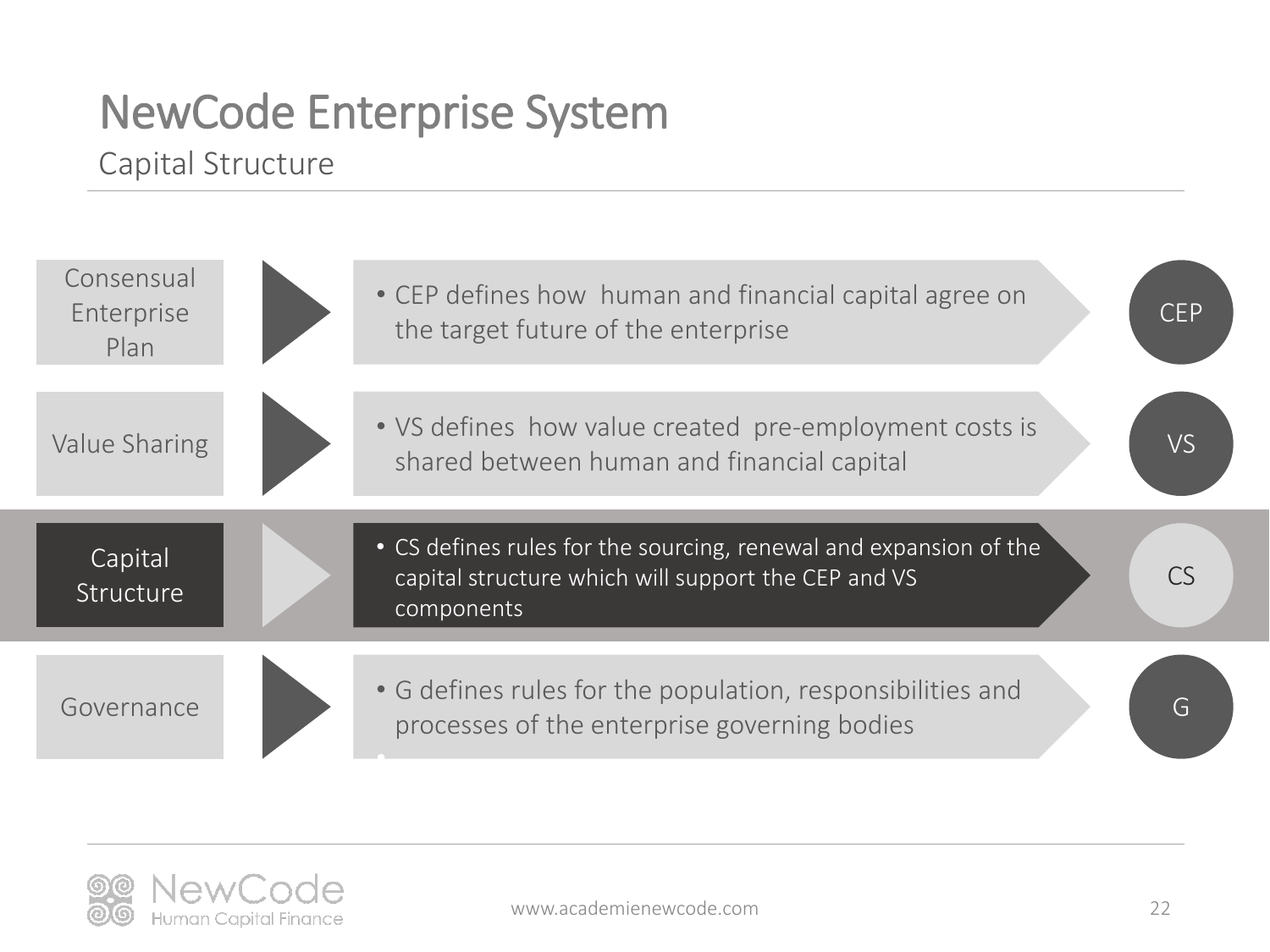# NewCode Enterprise System

## Capital Structure

**Consensual Enterprise Plan**

- CEP defines how human and financial capital agree on the target future of the enterprise

CEP

**Value Sharing**

- VS defines how value created pre-employment costs is shared between human and financial capital

VS

**Capital Structure**

- CS defines rules for the sourcing, renewal and expansion of the capital structure which will support the CEP and VS components

CS

**Governance**

- G defines rules for the population, responsibilities and processes of the enterprise governing bodies

G

NewCode Human Capital Finance

www.academienewcode.com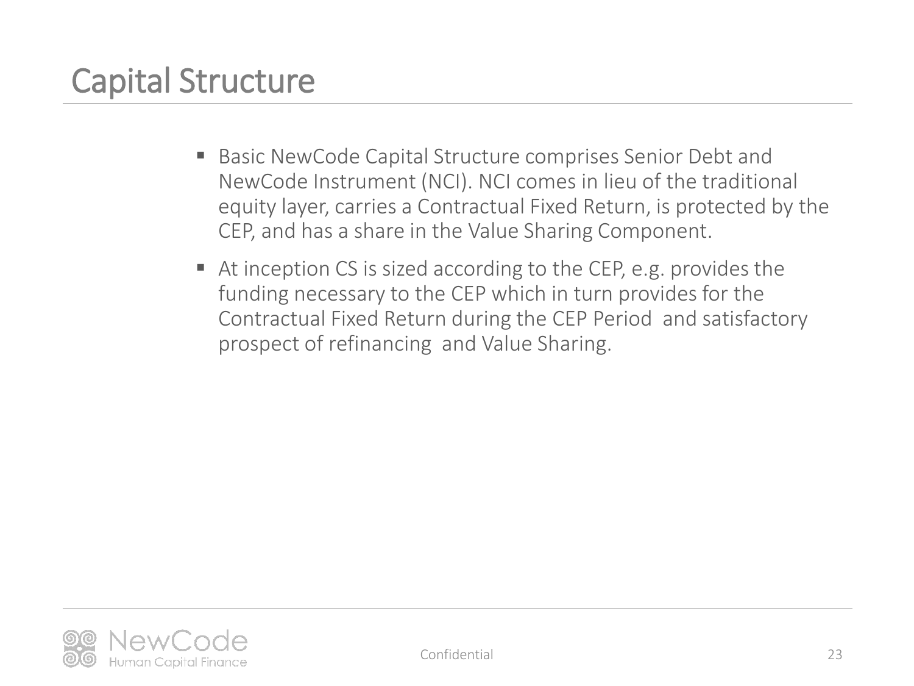# Capital Structure

- Basic NewCode Capital Structure comprises Senior Debt and NewCode Instrument (NCI). NCI comes in lieu of the traditional equity layer, carries a Contractual Fixed Return, is protected by the CEP, and has a share in the Value Sharing Component.
- At inception CS is sized according to the CEP, e.g. provides the funding necessary to the CEP which in turn provides for the Contractual Fixed Return during the CEP Period and satisfactory prospect of refinancing and Value Sharing.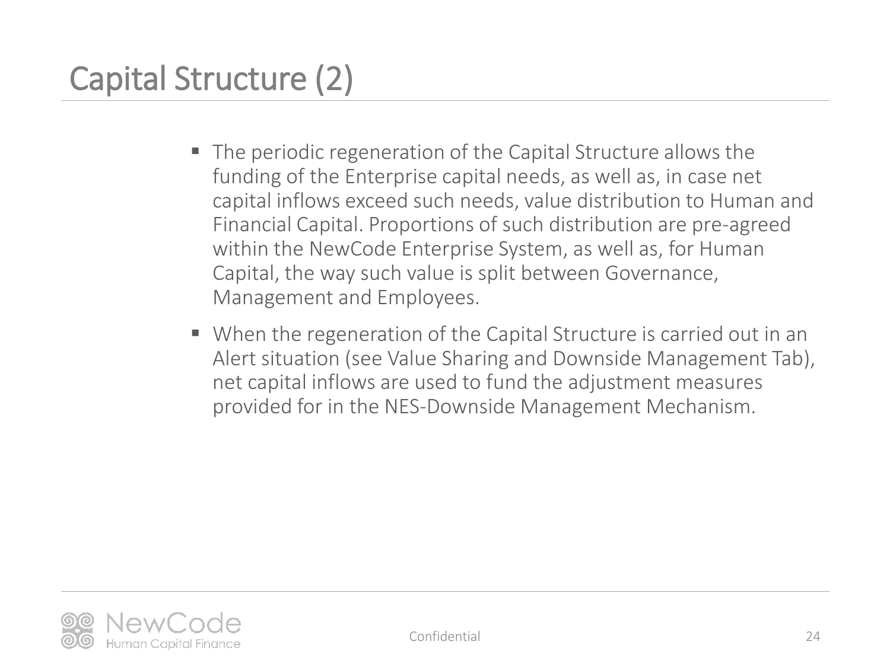# Capital Structure (2)

- The periodic regeneration of the Capital Structure allows the funding of the Enterprise capital needs, as well as, in case net capital inflows exceed such needs, value distribution to Human and Financial Capital. Proportions of such distribution are pre-agreed within the NewCode Enterprise System, as well as, for Human Capital, the way such value is split between Governance, Management and Employees.
- When the regeneration of the Capital Structure is carried out in an Alert situation (see Value Sharing and Downside Management Tab), net capital inflows are used to fund the adjustment measures provided for in the NES-Downside Management Mechanism.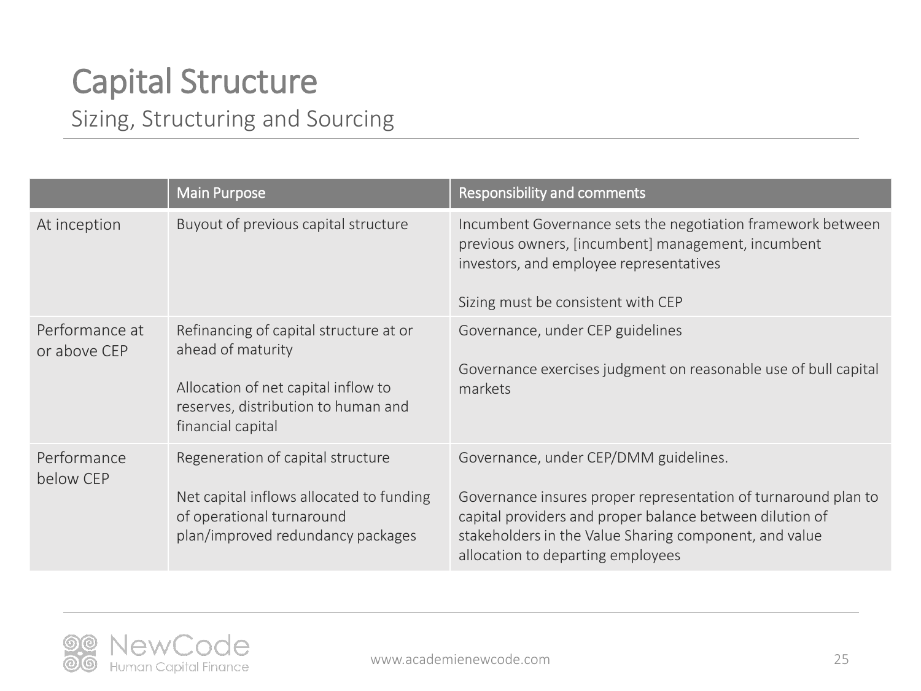# Capital Structure

## Sizing, Structuring and Sourcing

| | Main Purpose | Responsibility and comments |
|---|---|---|
| At inception | Buyout of previous capital structure | Incumbent Governance sets the negotiation framework between previous owners, [incumbent] management, incumbent investors, and employee representatives<br><br>Sizing must be consistent with CEP |
| Performance at or above CEP | Refinancing of capital structure at or ahead of maturity<br><br>Allocation of net capital inflow to reserves, distribution to human and financial capital | Governance, under CEP guidelines<br><br>Governance exercises judgment on reasonable use of bull capital markets |
| Performance below CEP | Regeneration of capital structure<br><br>Net capital inflows allocated to funding of operational turnaround plan/improved redundancy packages | Governance, under CEP/DMM guidelines.<br><br>Governance insures proper representation of turnaround plan to capital providers and proper balance between dilution of stakeholders in the Value Sharing component, and value allocation to departing employees |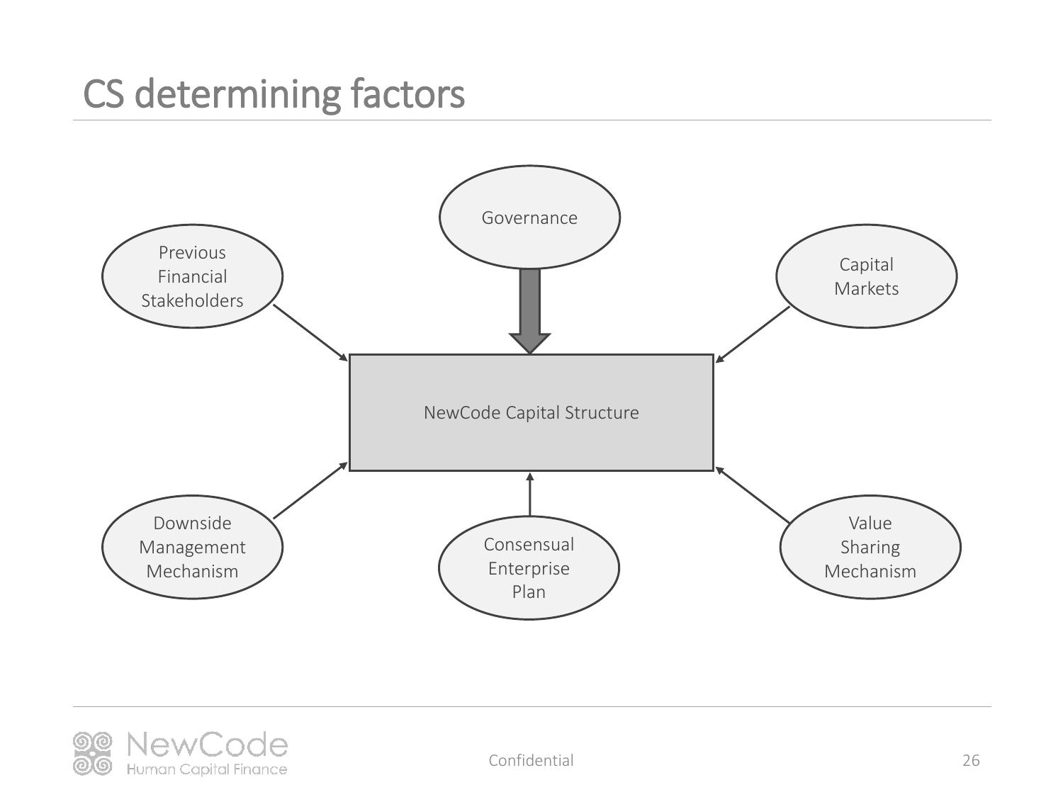# CS determining factors

- Governance
- Previous Financial Stakeholders
- Capital Markets
- NewCode Capital Structure
- Downside Management Mechanism
- Consensual Enterprise Plan
- Value Sharing Mechanism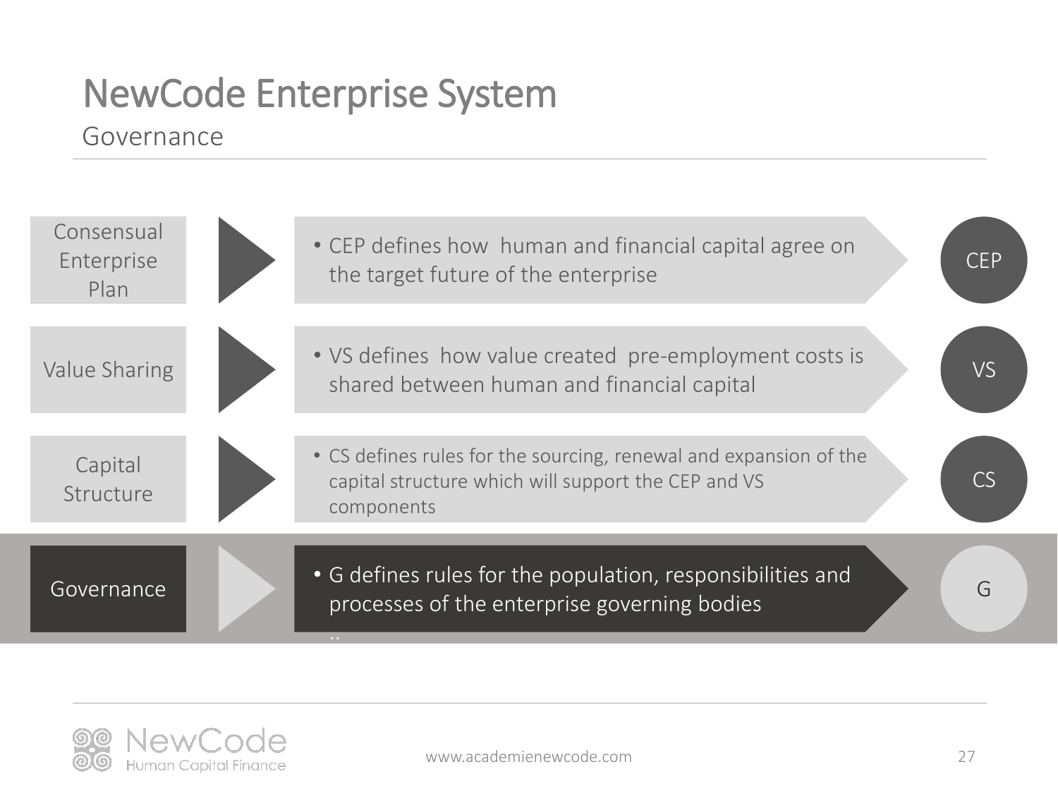# NewCode Enterprise System

## Governance

| Component | Description | Abbreviation |
|---|---|---|
| Consensual Enterprise Plan | CEP defines how human and financial capital agree on the target future of the enterprise | CEP |
| Value Sharing | VS defines how value created pre-employment costs is shared between human and financial capital | VS |
| Capital Structure | CS defines rules for the sourcing, renewal and expansion of the capital structure which will support the CEP and VS components | CS |
| **Governance** | **G defines rules for the population, responsibilities and processes of the enterprise governing bodies** | **G** |

NewCode Human Capital Finance

www.academienewcode.com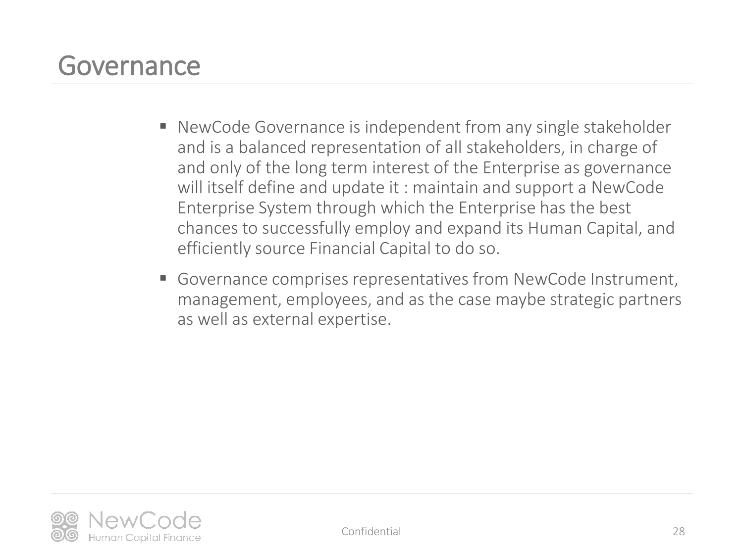# Governance

- NewCode Governance is independent from any single stakeholder and is a balanced representation of all stakeholders, in charge of and only of the long term interest of the Enterprise as governance will itself define and update it : maintain and support a NewCode Enterprise System through which the Enterprise has the best chances to successfully employ and expand its Human Capital, and efficiently source Financial Capital to do so.
- Governance comprises representatives from NewCode Instrument, management, employees, and as the case maybe strategic partners as well as external expertise.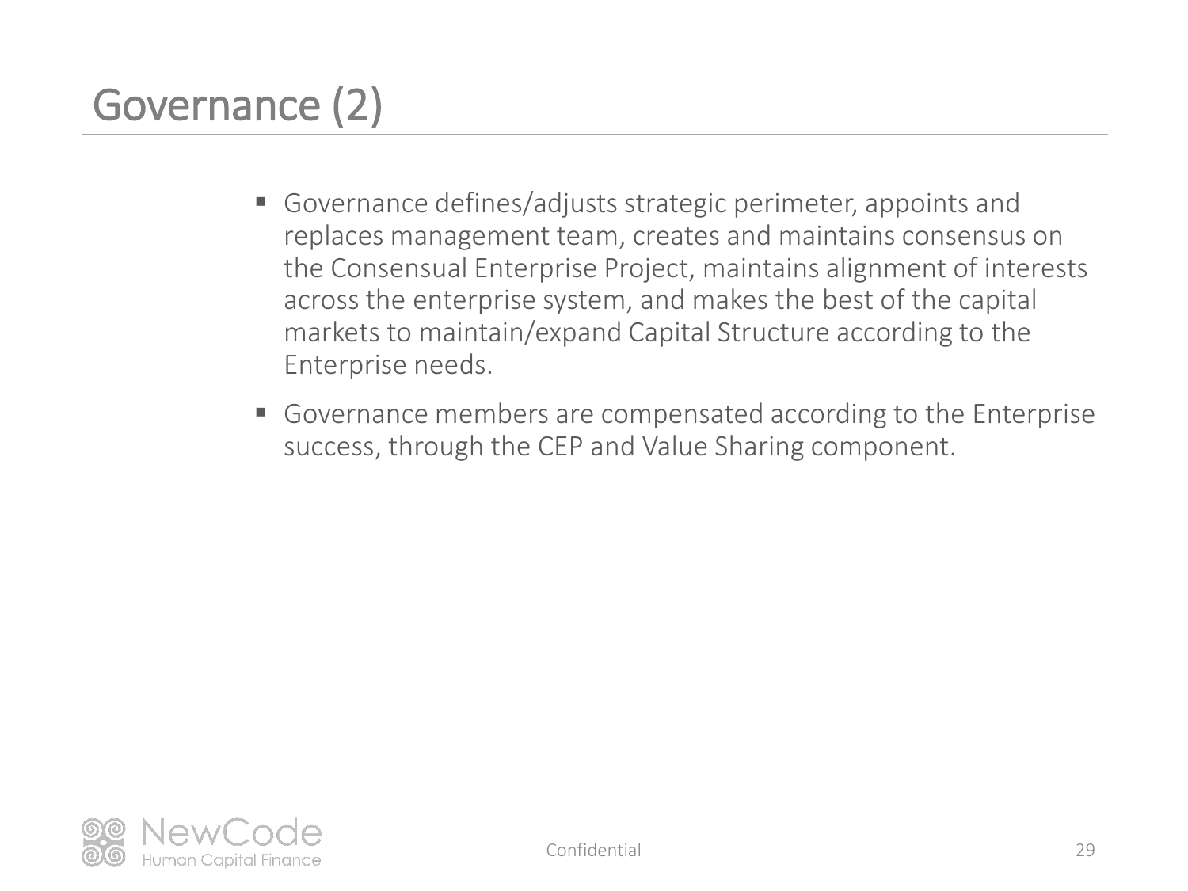# Governance (2)

- Governance defines/adjusts strategic perimeter, appoints and replaces management team, creates and maintains consensus on the Consensual Enterprise Project, maintains alignment of interests across the enterprise system, and makes the best of the capital markets to maintain/expand Capital Structure according to the Enterprise needs.
- Governance members are compensated according to the Enterprise success, through the CEP and Value Sharing component.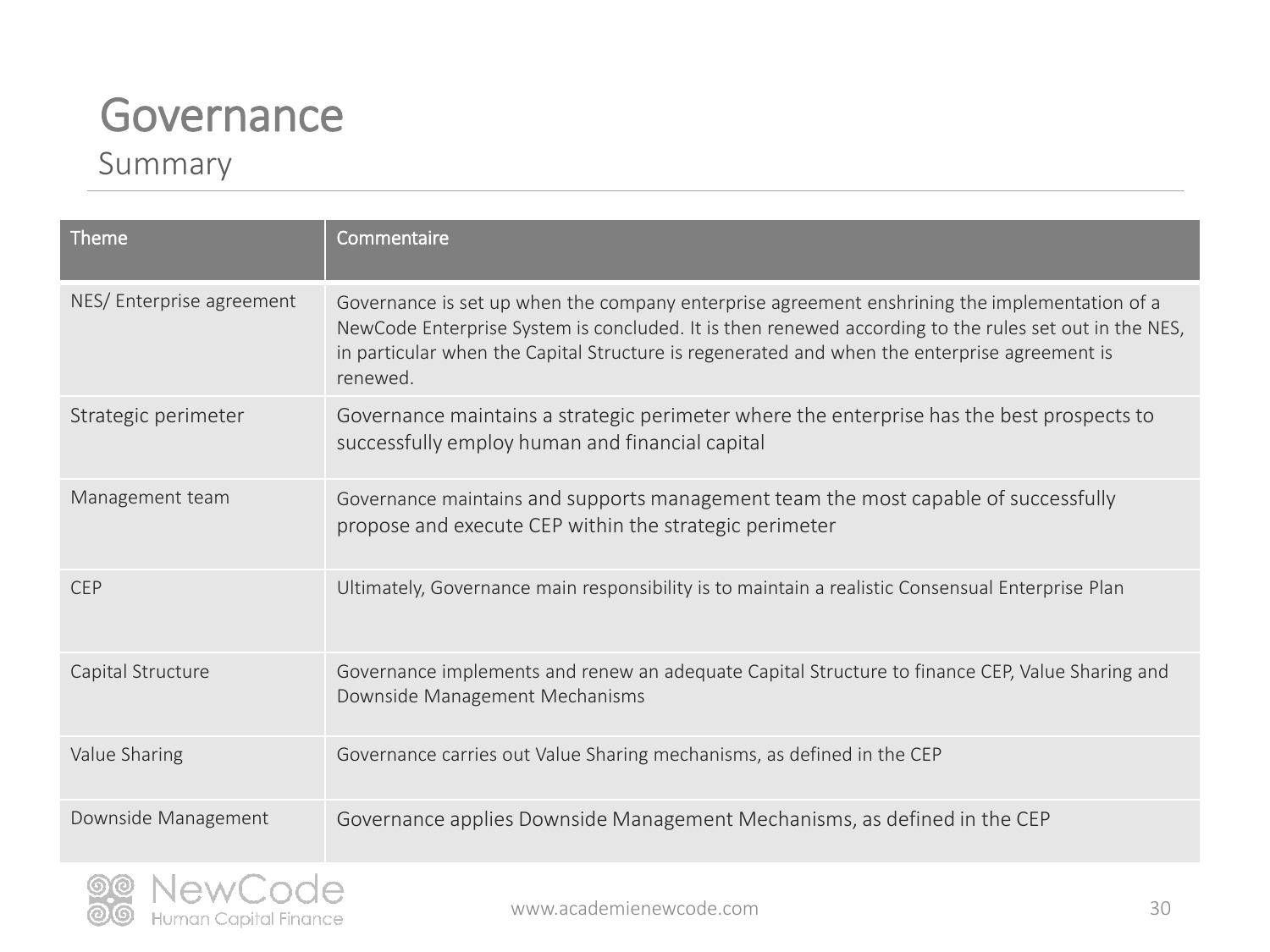# Governance

## Summary

| Theme | Commentaire |
| --- | --- |
| NES/ Enterprise agreement | Governance is set up when the company enterprise agreement enshrining the implementation of a NewCode Enterprise System is concluded. It is then renewed according to the rules set out in the NES, in particular when the Capital Structure is regenerated and when the enterprise agreement is renewed. |
| Strategic perimeter | Governance maintains a strategic perimeter where the enterprise has the best prospects to successfully employ human and financial capital |
| Management team | Governance maintains and supports management team the most capable of successfully propose and execute CEP within the strategic perimeter |
| CEP | Ultimately, Governance main responsibility is to maintain a realistic Consensual Enterprise Plan |
| Capital Structure | Governance implements and renew an adequate Capital Structure to finance CEP, Value Sharing and Downside Management Mechanisms |
| Value Sharing | Governance carries out Value Sharing mechanisms, as defined in the CEP |
| Downside Management | Governance applies Downside Management Mechanisms, as defined in the CEP |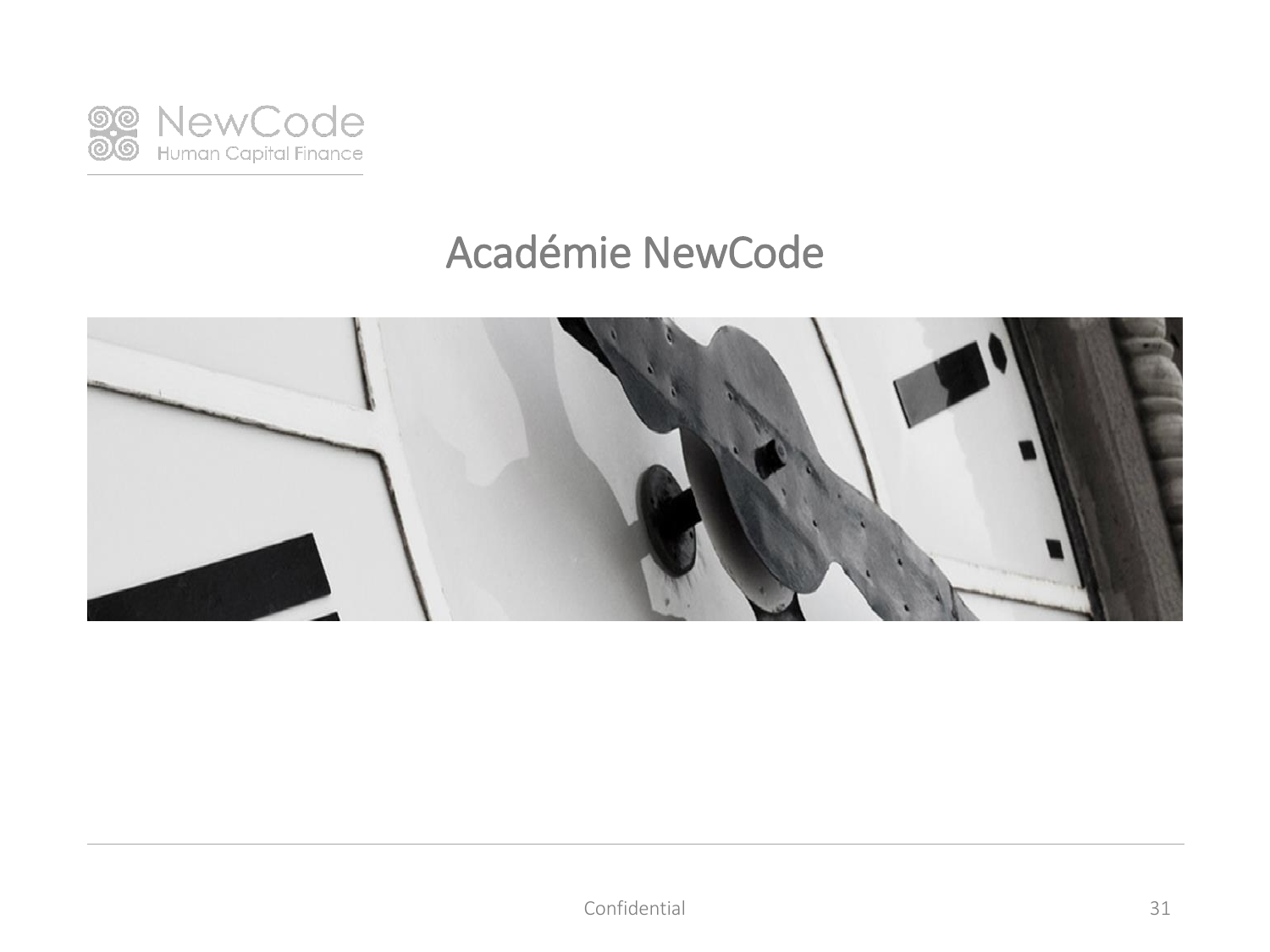# Académie NewCode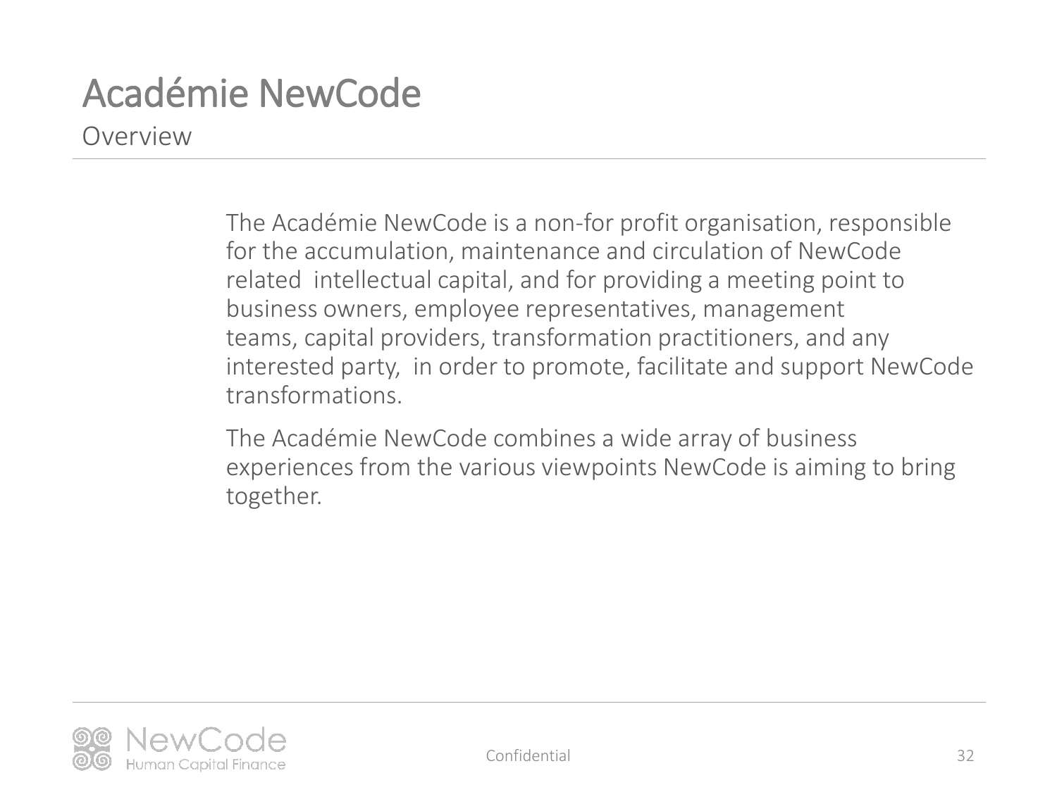# Académie NewCode

## Overview

The Académie NewCode is a non-for profit organisation, responsible for the accumulation, maintenance and circulation of NewCode related intellectual capital, and for providing a meeting point to business owners, employee representatives, management teams, capital providers, transformation practitioners, and any interested party, in order to promote, facilitate and support NewCode transformations.

The Académie NewCode combines a wide array of business experiences from the various viewpoints NewCode is aiming to bring together.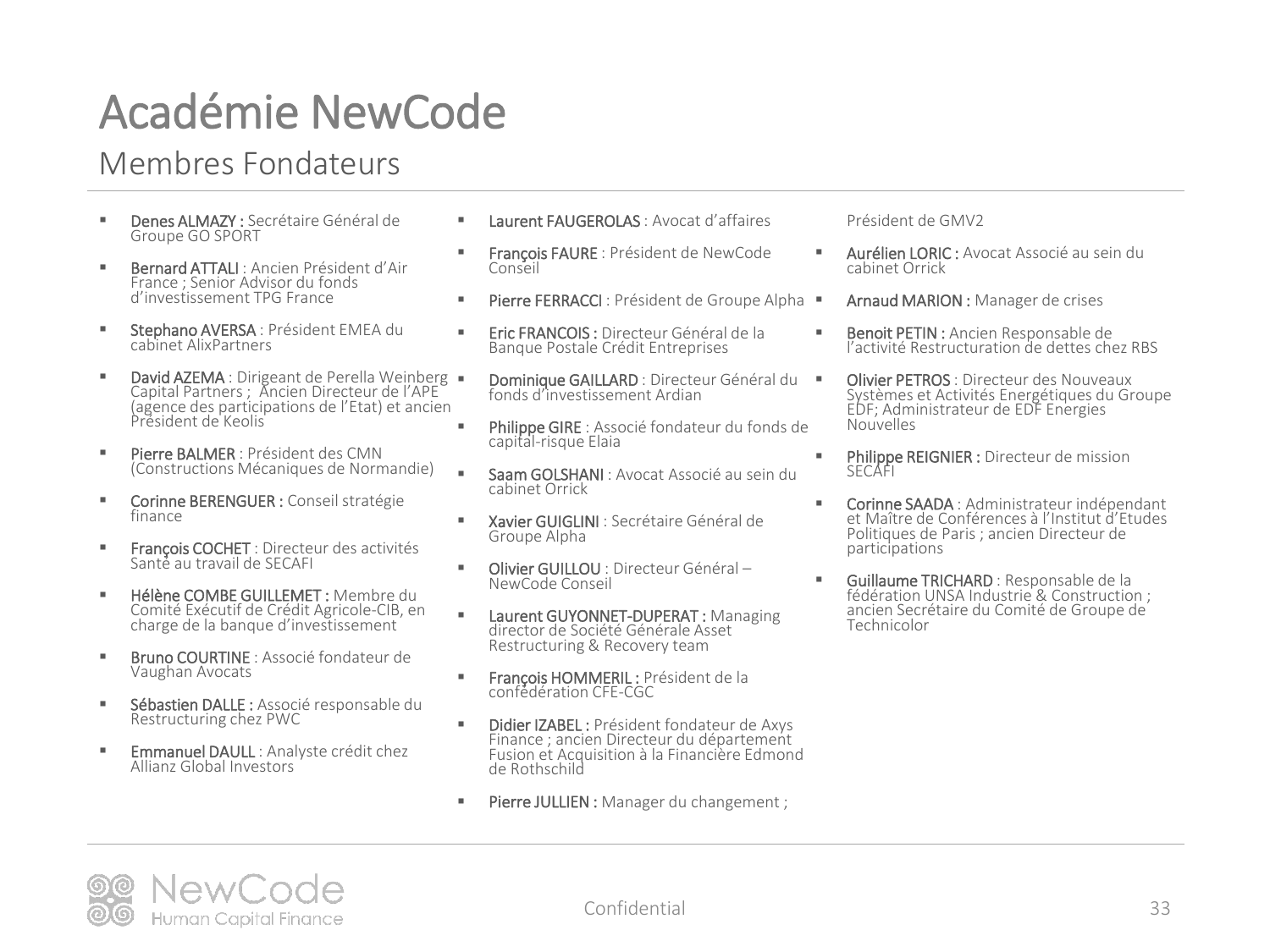# Académie NewCode

## Membres Fondateurs

- **Denes ALMAZY :** Secrétaire Général de Groupe GO SPORT
- **Bernard ATTALI** : Ancien Président d'Air France ; Senior Advisor du fonds d'investissement TPG France
- **Stephano AVERSA** : Président EMEA du cabinet AlixPartners
- **David AZEMA** : Dirigeant de Perella Weinberg Capital Partners ; Ancien Directeur de l'APE (agence des participations de l'Etat) et ancien Président de Keolis
- **Pierre BALMER** : Président des CMN (Constructions Mécaniques de Normandie)
- **Corinne BERENGUER :** Conseil stratégie finance
- **François COCHET** : Directeur des activités Santé au travail de SECAFI
- **Hélène COMBE GUILLEMET :** Membre du Comité Exécutif de Crédit Agricole-CIB, en charge de la banque d'investissement
- **Bruno COURTINE** : Associé fondateur de Vaughan Avocats
- **Sébastien DALLE :** Associé responsable du Restructuring chez PWC
- **Emmanuel DAULL** : Analyste crédit chez Allianz Global Investors
- **Laurent FAUGEROLAS** : Avocat d'affaires
- **François FAURE** : Président de NewCode Conseil
- **Pierre FERRACCI** : Président de Groupe Alpha
- **Eric FRANCOIS :** Directeur Général de la Banque Postale Crédit Entreprises
- **Dominique GAILLARD** : Directeur Général du fonds d'investissement Ardian
- **Philippe GIRE** : Associé fondateur du fonds de capital-risque Elaia
- **Saam GOLSHANI** : Avocat Associé au sein du cabinet Orrick
- **Xavier GUIGLINI** : Secrétaire Général de Groupe Alpha
- **Olivier GUILLOU** : Directeur Général – NewCode Conseil
- **Laurent GUYONNET-DUPERAT :** Managing director de Société Générale Asset Restructuring & Recovery team
- **François HOMMERIL :** Président de la confédération CFE-CGC
- **Didier IZABEL :** Président fondateur de Axys Finance ; ancien Directeur du département Fusion et Acquisition à la Financière Edmond de Rothschild
- **Pierre JULLIEN :** Manager du changement ; Président de GMV2
- **Aurélien LORIC :** Avocat Associé au sein du cabinet Orrick
- **Arnaud MARION :** Manager de crises
- **Benoit PETIN :** Ancien Responsable de l'activité Restructuration de dettes chez RBS
- **Olivier PETROS** : Directeur des Nouveaux Systèmes et Activités Energétiques du Groupe EDF; Administrateur de EDF Energies Nouvelles
- **Philippe REIGNIER :** Directeur de mission SECAFI
- **Corinne SAADA** : Administrateur indépendant et Maître de Conférences à l'Institut d'Etudes Politiques de Paris ; ancien Directeur de participations
- **Guillaume TRICHARD** : Responsable de la fédération UNSA Industrie & Construction ; ancien Secrétaire du Comité de Groupe de Technicolor

Confidential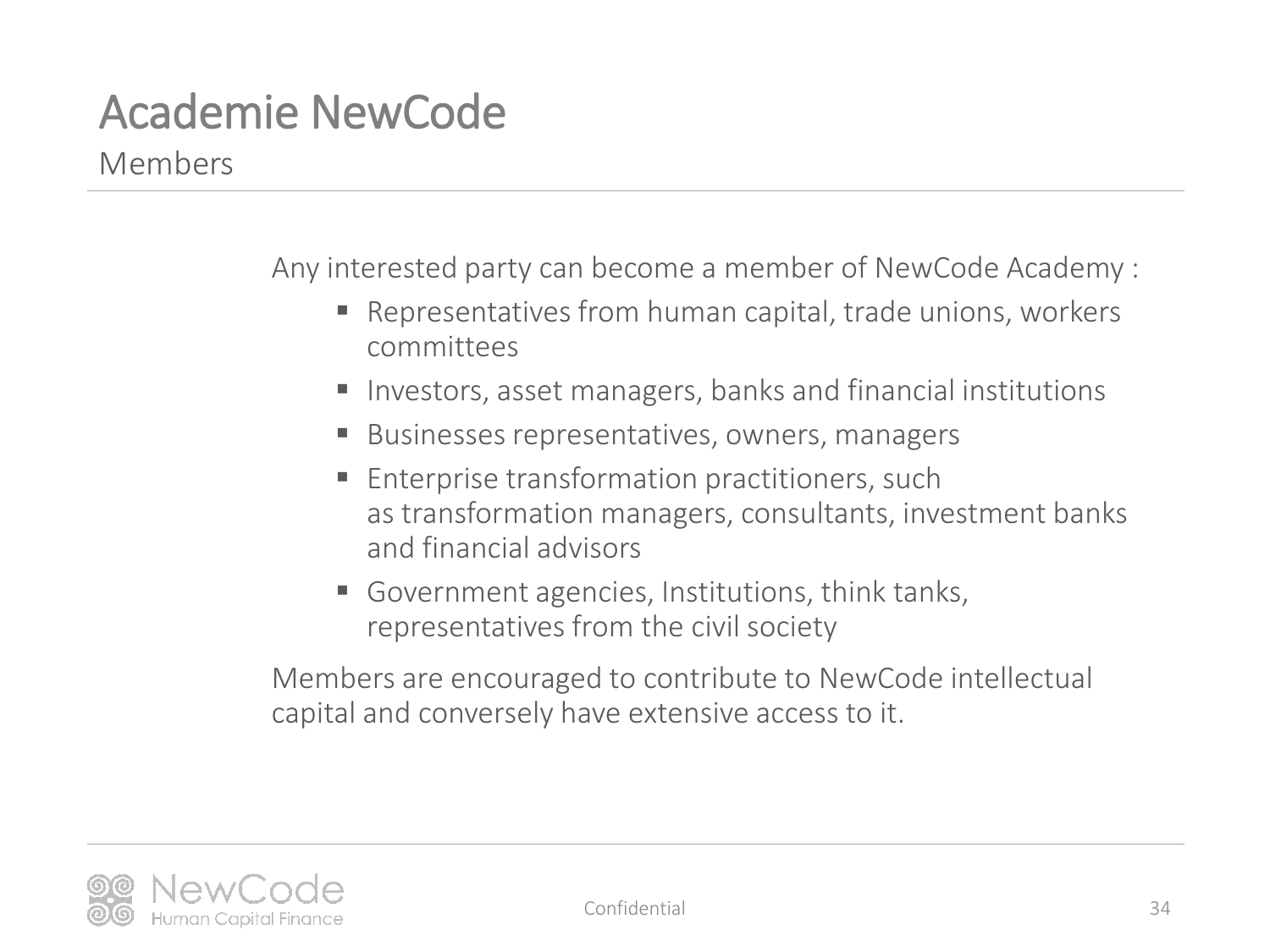# Academie NewCode

## Members

Any interested party can become a member of NewCode Academy :

- Representatives from human capital, trade unions, workers committees
- Investors, asset managers, banks and financial institutions
- Businesses representatives, owners, managers
- Enterprise transformation practitioners, such as transformation managers, consultants, investment banks and financial advisors
- Government agencies, Institutions, think tanks, representatives from the civil society

Members are encouraged to contribute to NewCode intellectual capital and conversely have extensive access to it.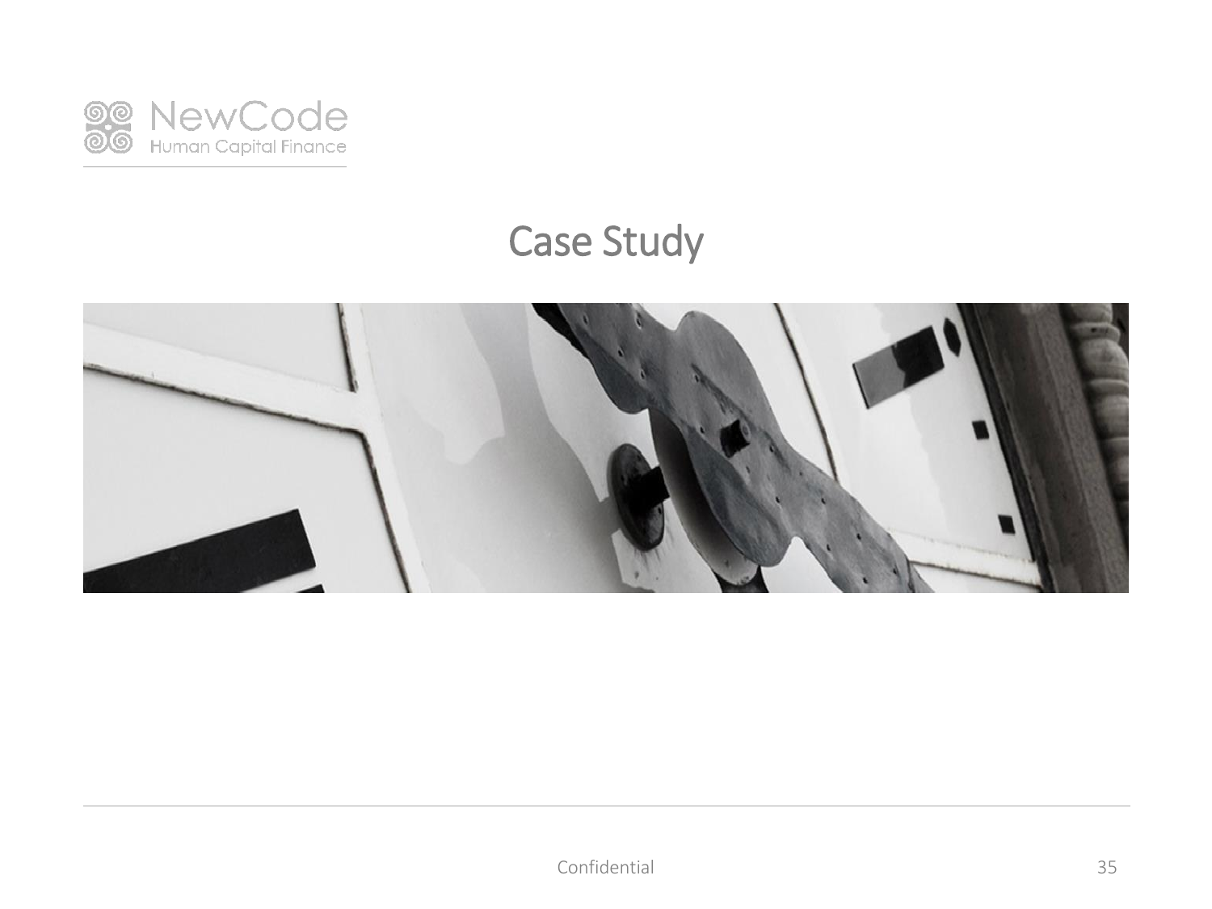# Case Study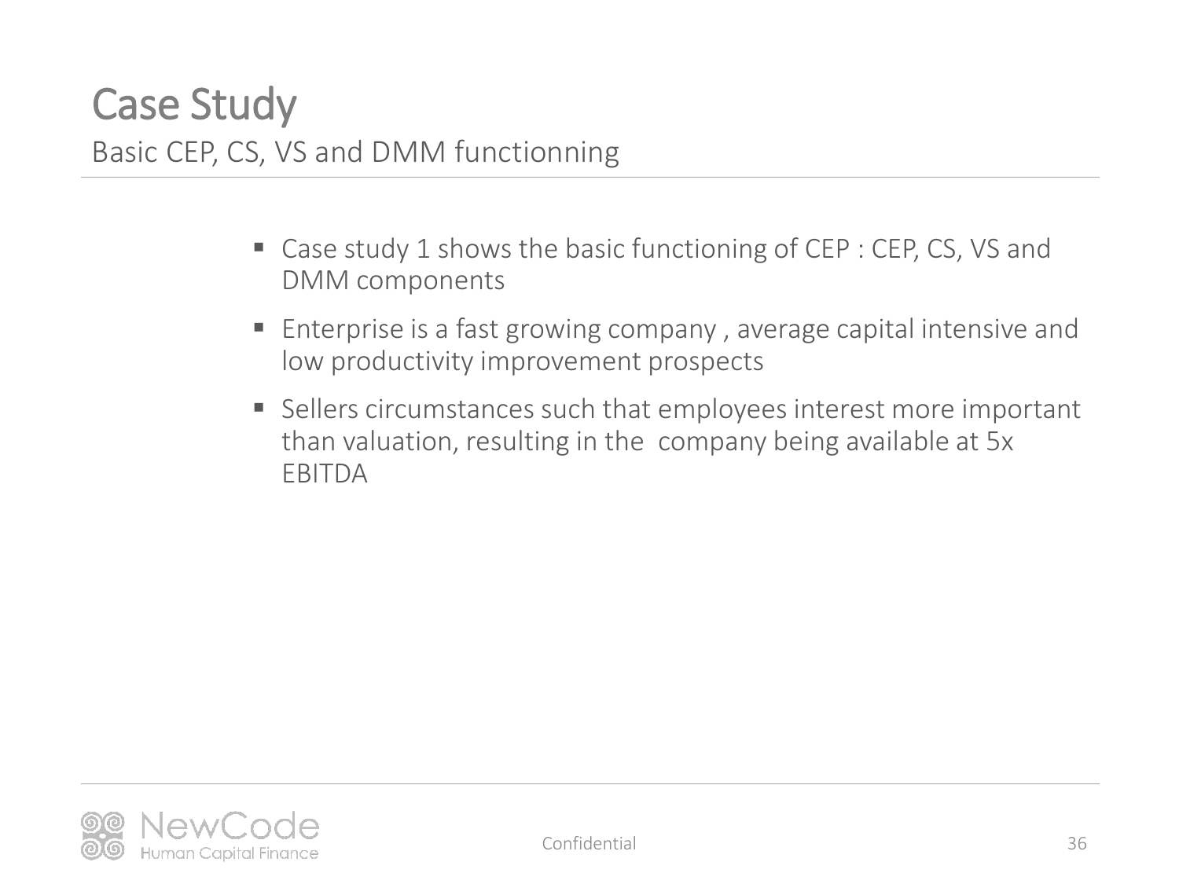# Case Study

Basic CEP, CS, VS and DMM functionning

- Case study 1 shows the basic functioning of CEP : CEP, CS, VS and DMM components
- Enterprise is a fast growing company , average capital intensive and low productivity improvement prospects
- Sellers circumstances such that employees interest more important than valuation, resulting in the company being available at 5x EBITDA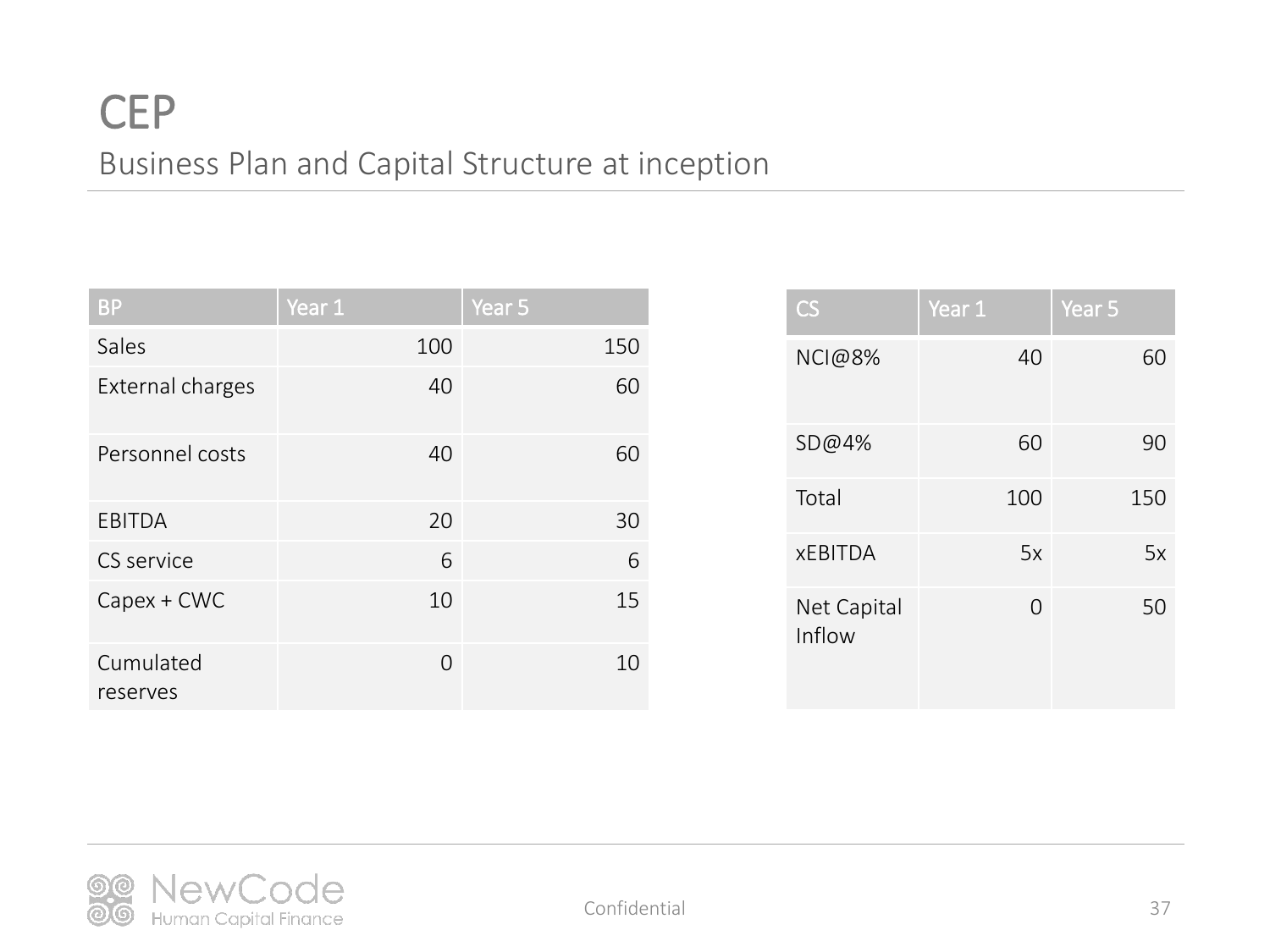# CEP

## Business Plan and Capital Structure at inception

| BP | Year 1 | Year 5 |
|---|---|---|
| Sales | 100 | 150 |
| External charges | 40 | 60 |
| Personnel costs | 40 | 60 |
| EBITDA | 20 | 30 |
| CS service | 6 | 6 |
| Capex + CWC | 10 | 15 |
| Cumulated reserves | 0 | 10 |

| CS | Year 1 | Year 5 |
|---|---|---|
| NCI@8% | 40 | 60 |
| SD@4% | 60 | 90 |
| Total | 100 | 150 |
| xEBITDA | 5x | 5x |
| Net Capital Inflow | 0 | 50 |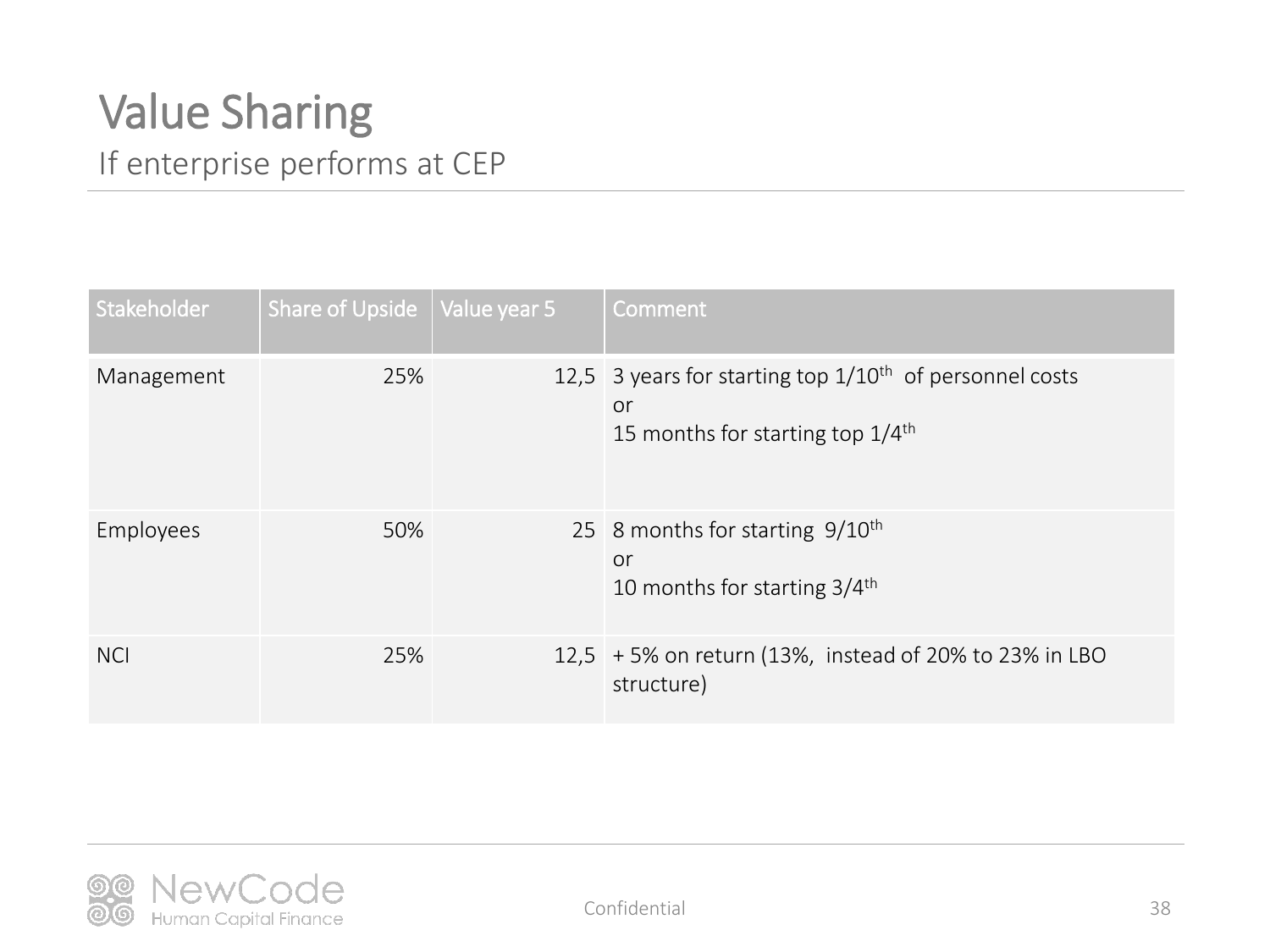# Value Sharing

If enterprise performs at CEP

| Stakeholder | Share of Upside | Value year 5 | Comment |
|---|---|---|---|
| Management | 25% | 12,5 | 3 years for starting top 1/10th of personnel costs<br>or<br>15 months for starting top 1/4th |
| Employees | 50% | 25 | 8 months for starting 9/10th<br>or<br>10 months for starting 3/4th |
| NCI | 25% | 12,5 | + 5% on return (13%, instead of 20% to 23% in LBO structure) |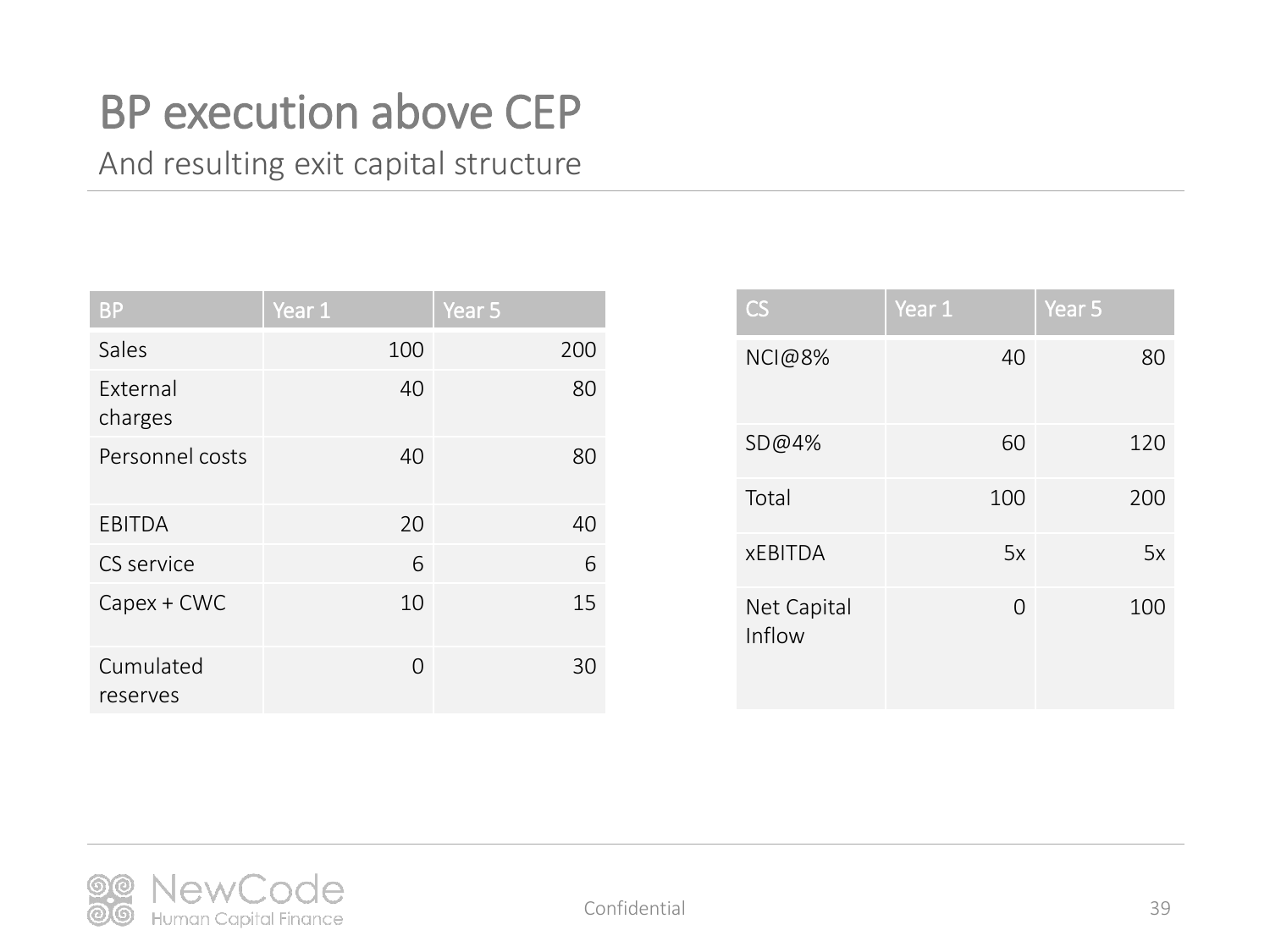# BP execution above CEP

## And resulting exit capital structure

| BP | Year 1 | Year 5 |
|---|---|---|
| Sales | 100 | 200 |
| External charges | 40 | 80 |
| Personnel costs | 40 | 80 |
| EBITDA | 20 | 40 |
| CS service | 6 | 6 |
| Capex + CWC | 10 | 15 |
| Cumulated reserves | 0 | 30 |

| CS | Year 1 | Year 5 |
|---|---|---|
| NCI@8% | 40 | 80 |
| SD@4% | 60 | 120 |
| Total | 100 | 200 |
| xEBITDA | 5x | 5x |
| Net Capital Inflow | 0 | 100 |

Confidential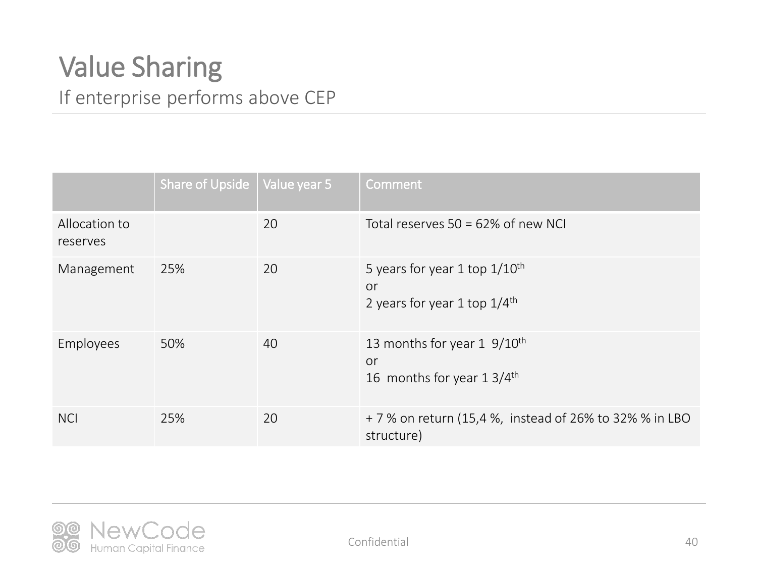# Value Sharing

If enterprise performs above CEP

| | Share of Upside | Value year 5 | Comment |
|---|---|---|---|
| Allocation to reserves | | 20 | Total reserves 50 = 62% of new NCI |
| Management | 25% | 20 | 5 years for year 1 top 1/10th<br>or<br>2 years for year 1 top 1/4th |
| Employees | 50% | 40 | 13 months for year 1 9/10th<br>or<br>16 months for year 1 3/4th |
| NCI | 25% | 20 | + 7 % on return (15,4 %, instead of 26% to 32% % in LBO structure) |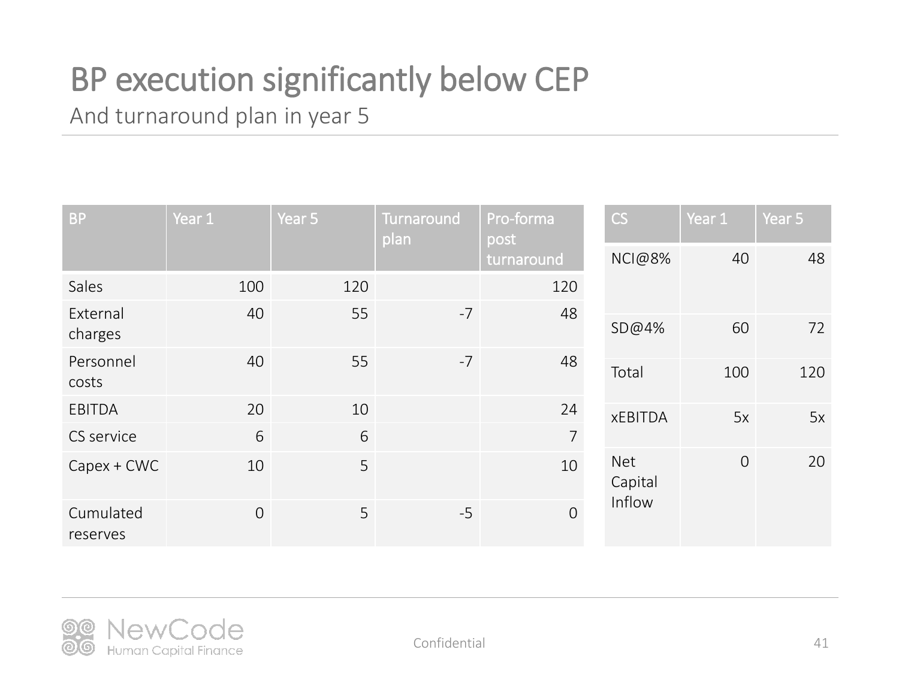# BP execution significantly below CEP

## And turnaround plan in year 5

| BP | Year 1 | Year 5 | Turnaround plan | Pro-forma post turnaround |
|---|---|---|---|---|
| Sales | 100 | 120 | | 120 |
| External charges | 40 | 55 | -7 | 48 |
| Personnel costs | 40 | 55 | -7 | 48 |
| EBITDA | 20 | 10 | | 24 |
| CS service | 6 | 6 | | 7 |
| Capex + CWC | 10 | 5 | | 10 |
| Cumulated reserves | 0 | 5 | -5 | 0 |

| CS | Year 1 | Year 5 |
|---|---|---|
| NCI@8% | 40 | 48 |
| SD@4% | 60 | 72 |
| Total | 100 | 120 |
| xEBITDA | 5x | 5x |
| Net Capital Inflow | 0 | 20 |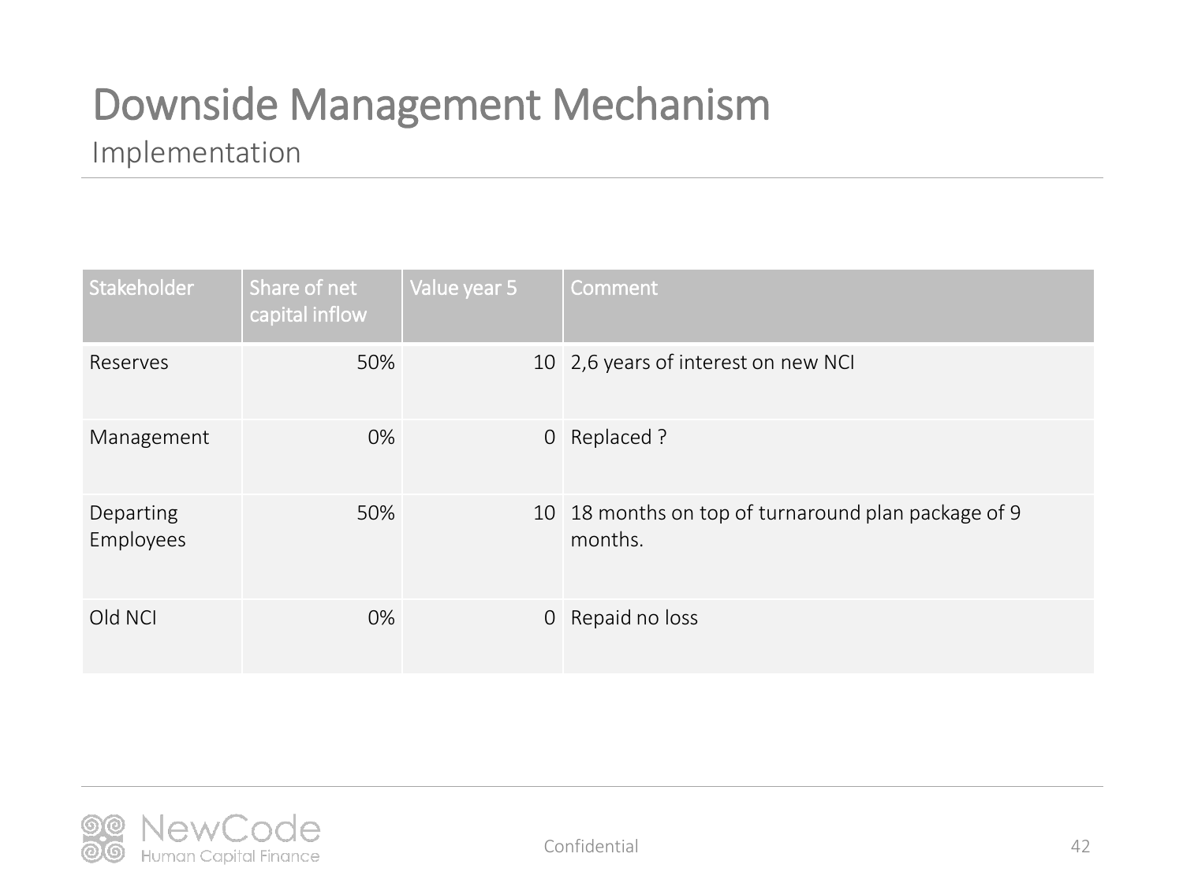# Downside Management Mechanism

## Implementation

| Stakeholder | Share of net capital inflow | Value year 5 | Comment |
|---|---|---|---|
| Reserves | 50% | 10 | 2,6 years of interest on new NCI |
| Management | 0% | 0 | Replaced ? |
| Departing Employees | 50% | 10 | 18 months on top of turnaround plan package of 9 months. |
| Old NCI | 0% | 0 | Repaid no loss |